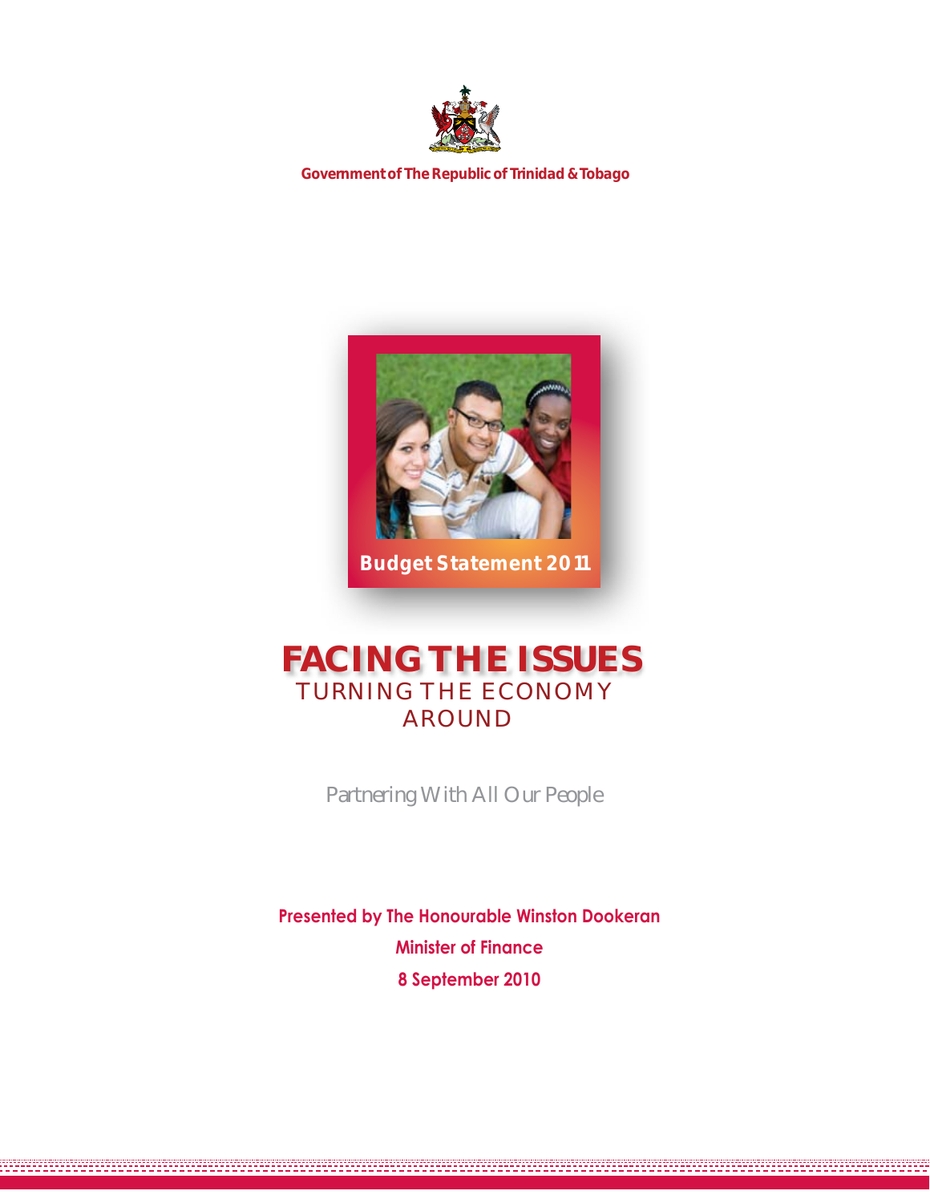Government of The Republic of Trinidad & Tobago

Budget Statement 2011

# FACING THE ISSUES

## TURNING THE ECONOMY AROUND

Partnering With All Our People

**Presented by The Honourable Winston Dookeran**

**Minister of Finance**

**8 September 2010**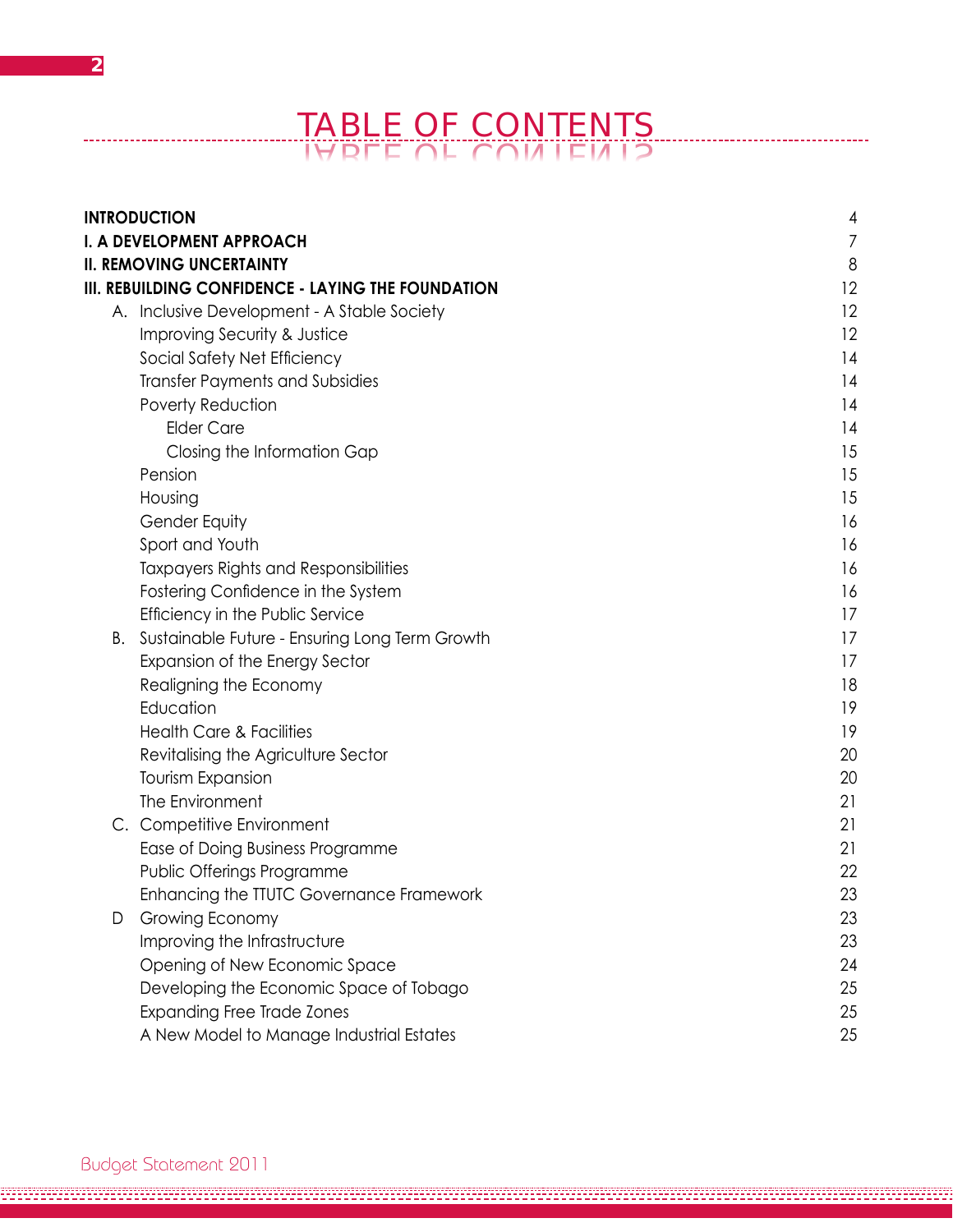# TABLE OF CONTENTS

| | |
|---|---|
| **INTRODUCTION** | 4 |
| **I. A DEVELOPMENT APPROACH** | 7 |
| **II. REMOVING UNCERTAINTY** | 8 |
| **III. REBUILDING CONFIDENCE - LAYING THE FOUNDATION** | 12 |
| A. Inclusive Development - A Stable Society | 12 |
| Improving Security & Justice | 12 |
| Social Safety Net Efficiency | 14 |
| Transfer Payments and Subsidies | 14 |
| Poverty Reduction | 14 |
| Elder Care | 14 |
| Closing the Information Gap | 15 |
| Pension | 15 |
| Housing | 15 |
| Gender Equity | 16 |
| Sport and Youth | 16 |
| Taxpayers Rights and Responsibilities | 16 |
| Fostering Confidence in the System | 16 |
| Efficiency in the Public Service | 17 |
| B. Sustainable Future - Ensuring Long Term Growth | 17 |
| Expansion of the Energy Sector | 17 |
| Realigning the Economy | 18 |
| Education | 19 |
| Health Care & Facilities | 19 |
| Revitalising the Agriculture Sector | 20 |
| Tourism Expansion | 20 |
| The Environment | 21 |
| C. Competitive Environment | 21 |
| Ease of Doing Business Programme | 21 |
| Public Offerings Programme | 22 |
| Enhancing the TTUTC Governance Framework | 23 |
| D Growing Economy | 23 |
| Improving the Infrastructure | 23 |
| Opening of New Economic Space | 24 |
| Developing the Economic Space of Tobago | 25 |
| Expanding Free Trade Zones | 25 |
| A New Model to Manage Industrial Estates | 25 |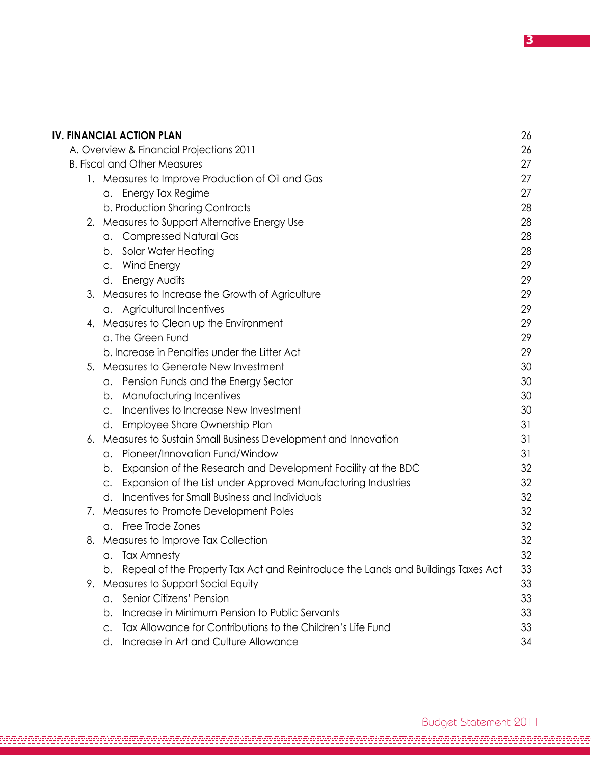| | |
|---|---|
| **IV. FINANCIAL ACTION PLAN** | 26 |
| A. Overview & Financial Projections 2011 | 26 |
| B. Fiscal and Other Measures | 27 |
| 1. Measures to Improve Production of Oil and Gas | 27 |
| a. Energy Tax Regime | 27 |
| b. Production Sharing Contracts | 28 |
| 2. Measures to Support Alternative Energy Use | 28 |
| a. Compressed Natural Gas | 28 |
| b. Solar Water Heating | 28 |
| c. Wind Energy | 29 |
| d. Energy Audits | 29 |
| 3. Measures to Increase the Growth of Agriculture | 29 |
| a. Agricultural Incentives | 29 |
| 4. Measures to Clean up the Environment | 29 |
| a. The Green Fund | 29 |
| b. Increase in Penalties under the Litter Act | 29 |
| 5. Measures to Generate New Investment | 30 |
| a. Pension Funds and the Energy Sector | 30 |
| b. Manufacturing Incentives | 30 |
| c. Incentives to Increase New Investment | 30 |
| d. Employee Share Ownership Plan | 31 |
| 6. Measures to Sustain Small Business Development and Innovation | 31 |
| a. Pioneer/Innovation Fund/Window | 31 |
| b. Expansion of the Research and Development Facility at the BDC | 32 |
| c. Expansion of the List under Approved Manufacturing Industries | 32 |
| d. Incentives for Small Business and Individuals | 32 |
| 7. Measures to Promote Development Poles | 32 |
| a. Free Trade Zones | 32 |
| 8. Measures to Improve Tax Collection | 32 |
| a. Tax Amnesty | 32 |
| b. Repeal of the Property Tax Act and Reintroduce the Lands and Buildings Taxes Act | 33 |
| 9. Measures to Support Social Equity | 33 |
| a. Senior Citizens' Pension | 33 |
| b. Increase in Minimum Pension to Public Servants | 33 |
| c. Tax Allowance for Contributions to the Children's Life Fund | 33 |
| d. Increase in Art and Culture Allowance | 34 |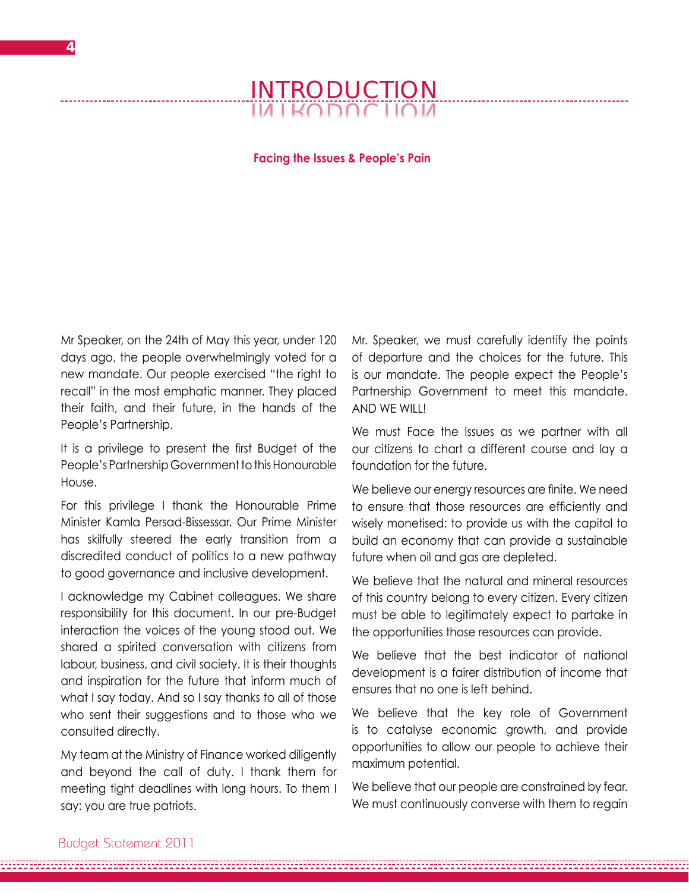# INTRODUCTION

**Facing the Issues & People's Pain**

Mr Speaker, on the 24th of May this year, under 120 days ago, the people overwhelmingly voted for a new mandate. Our people exercised "the right to recall" in the most emphatic manner. They placed their faith, and their future, in the hands of the People's Partnership.

It is a privilege to present the first Budget of the People's Partnership Government to this Honourable House.

For this privilege I thank the Honourable Prime Minister Kamla Persad-Bissessar. Our Prime Minister has skilfully steered the early transition from a discredited conduct of politics to a new pathway to good governance and inclusive development.

I acknowledge my Cabinet colleagues. We share responsibility for this document. In our pre-Budget interaction the voices of the young stood out. We shared a spirited conversation with citizens from labour, business, and civil society. It is their thoughts and inspiration for the future that inform much of what I say today. And so I say thanks to all of those who sent their suggestions and to those who we consulted directly.

My team at the Ministry of Finance worked diligently and beyond the call of duty. I thank them for meeting tight deadlines with long hours. To them I say: you are true patriots.

Mr. Speaker, we must carefully identify the points of departure and the choices for the future. This is our mandate. The people expect the People's Partnership Government to meet this mandate. AND WE WILL!

We must Face the Issues as we partner with all our citizens to chart a different course and lay a foundation for the future.

We believe our energy resources are finite. We need to ensure that those resources are efficiently and wisely monetised; to provide us with the capital to build an economy that can provide a sustainable future when oil and gas are depleted.

We believe that the natural and mineral resources of this country belong to every citizen. Every citizen must be able to legitimately expect to partake in the opportunities those resources can provide.

We believe that the best indicator of national development is a fairer distribution of income that ensures that no one is left behind.

We believe that the key role of Government is to catalyse economic growth, and provide opportunities to allow our people to achieve their maximum potential.

We believe that our people are constrained by fear. We must continuously converse with them to regain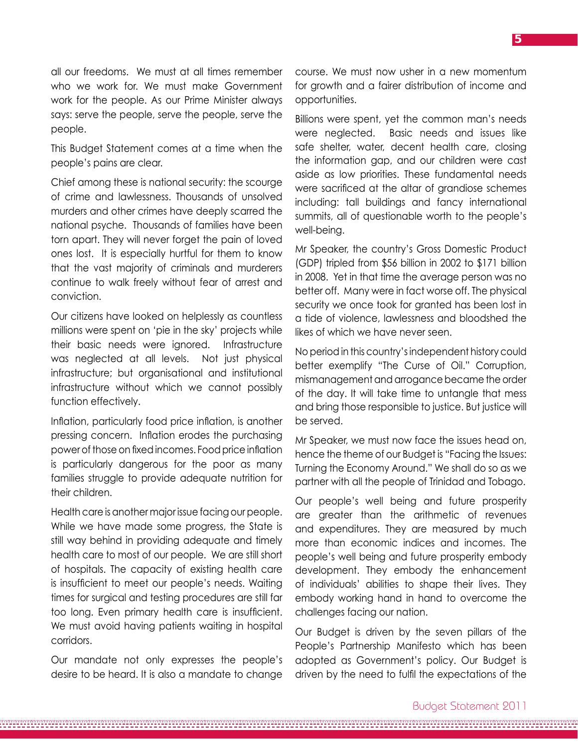all our freedoms. We must at all times remember who we work for. We must make Government work for the people. As our Prime Minister always says: serve the people, serve the people, serve the people.

This Budget Statement comes at a time when the people's pains are clear.

Chief among these is national security: the scourge of crime and lawlessness. Thousands of unsolved murders and other crimes have deeply scarred the national psyche. Thousands of families have been torn apart. They will never forget the pain of loved ones lost. It is especially hurtful for them to know that the vast majority of criminals and murderers continue to walk freely without fear of arrest and conviction.

Our citizens have looked on helplessly as countless millions were spent on 'pie in the sky' projects while their basic needs were ignored. Infrastructure was neglected at all levels. Not just physical infrastructure; but organisational and institutional infrastructure without which we cannot possibly function effectively.

Inflation, particularly food price inflation, is another pressing concern. Inflation erodes the purchasing power of those on fixed incomes. Food price inflation is particularly dangerous for the poor as many families struggle to provide adequate nutrition for their children.

Health care is another major issue facing our people. While we have made some progress, the State is still way behind in providing adequate and timely health care to most of our people. We are still short of hospitals. The capacity of existing health care is insufficient to meet our people's needs. Waiting times for surgical and testing procedures are still far too long. Even primary health care is insufficient. We must avoid having patients waiting in hospital corridors.

Our mandate not only expresses the people's desire to be heard. It is also a mandate to change course. We must now usher in a new momentum for growth and a fairer distribution of income and opportunities.

Billions were spent, yet the common man's needs were neglected. Basic needs and issues like safe shelter, water, decent health care, closing the information gap, and our children were cast aside as low priorities. These fundamental needs were sacrificed at the altar of grandiose schemes including: tall buildings and fancy international summits, all of questionable worth to the people's well-being.

Mr Speaker, the country's Gross Domestic Product (GDP) tripled from $56 billion in 2002 to $171 billion in 2008. Yet in that time the average person was no better off. Many were in fact worse off. The physical security we once took for granted has been lost in a tide of violence, lawlessness and bloodshed the likes of which we have never seen.

No period in this country's independent history could better exemplify "The Curse of Oil." Corruption, mismanagement and arrogance became the order of the day. It will take time to untangle that mess and bring those responsible to justice. But justice will be served.

Mr Speaker, we must now face the issues head on, hence the theme of our Budget is "Facing the Issues: Turning the Economy Around." We shall do so as we partner with all the people of Trinidad and Tobago.

Our people's well being and future prosperity are greater than the arithmetic of revenues and expenditures. They are measured by much more than economic indices and incomes. The people's well being and future prosperity embody development. They embody the enhancement of individuals' abilities to shape their lives. They embody working hand in hand to overcome the challenges facing our nation.

Our Budget is driven by the seven pillars of the People's Partnership Manifesto which has been adopted as Government's policy. Our Budget is driven by the need to fulfil the expectations of the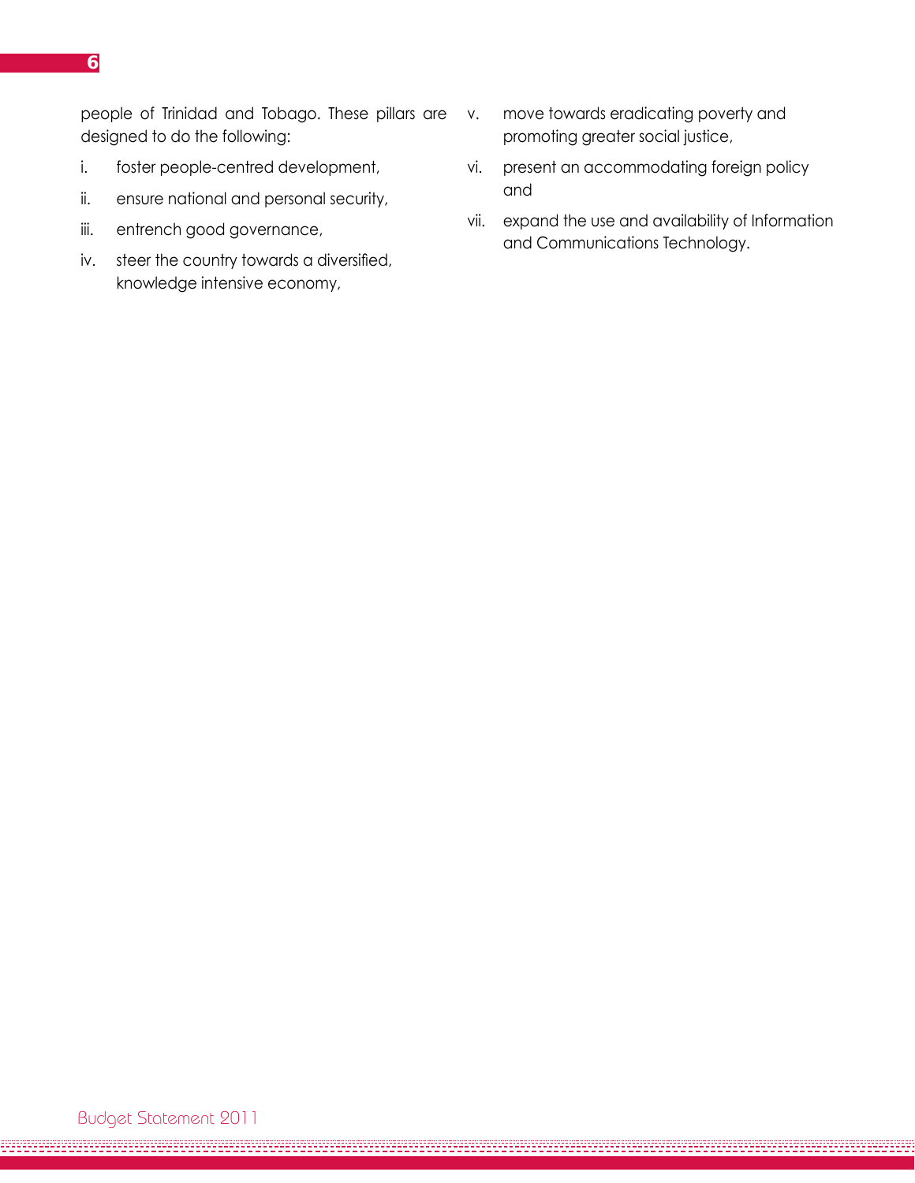people of Trinidad and Tobago. These pillars are designed to do the following:

i. foster people-centred development,

ii. ensure national and personal security,

iii. entrench good governance,

iv. steer the country towards a diversified, knowledge intensive economy,

v. move towards eradicating poverty and promoting greater social justice,

vi. present an accommodating foreign policy and

vii. expand the use and availability of Information and Communications Technology.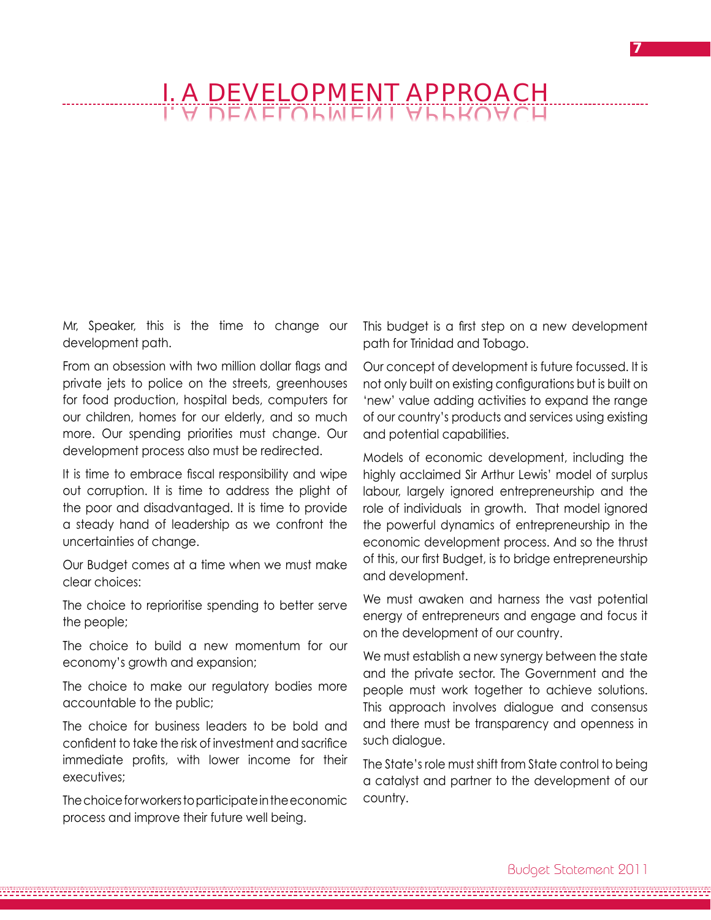# I. A DEVELOPMENT APPROACH

Mr, Speaker, this is the time to change our development path.

From an obsession with two million dollar flags and private jets to police on the streets, greenhouses for food production, hospital beds, computers for our children, homes for our elderly, and so much more. Our spending priorities must change. Our development process also must be redirected.

It is time to embrace fiscal responsibility and wipe out corruption. It is time to address the plight of the poor and disadvantaged. It is time to provide a steady hand of leadership as we confront the uncertainties of change.

Our Budget comes at a time when we must make clear choices:

The choice to reprioritise spending to better serve the people;

The choice to build a new momentum for our economy's growth and expansion;

The choice to make our regulatory bodies more accountable to the public;

The choice for business leaders to be bold and confident to take the risk of investment and sacrifice immediate profits, with lower income for their executives;

The choice for workers to participate in the economic process and improve their future well being.

This budget is a first step on a new development path for Trinidad and Tobago.

Our concept of development is future focussed. It is not only built on existing configurations but is built on 'new' value adding activities to expand the range of our country's products and services using existing and potential capabilities.

Models of economic development, including the highly acclaimed Sir Arthur Lewis' model of surplus labour, largely ignored entrepreneurship and the role of individuals in growth. That model ignored the powerful dynamics of entrepreneurship in the economic development process. And so the thrust of this, our first Budget, is to bridge entrepreneurship and development.

We must awaken and harness the vast potential energy of entrepreneurs and engage and focus it on the development of our country.

We must establish a new synergy between the state and the private sector. The Government and the people must work together to achieve solutions. This approach involves dialogue and consensus and there must be transparency and openness in such dialogue.

The State's role must shift from State control to being a catalyst and partner to the development of our country.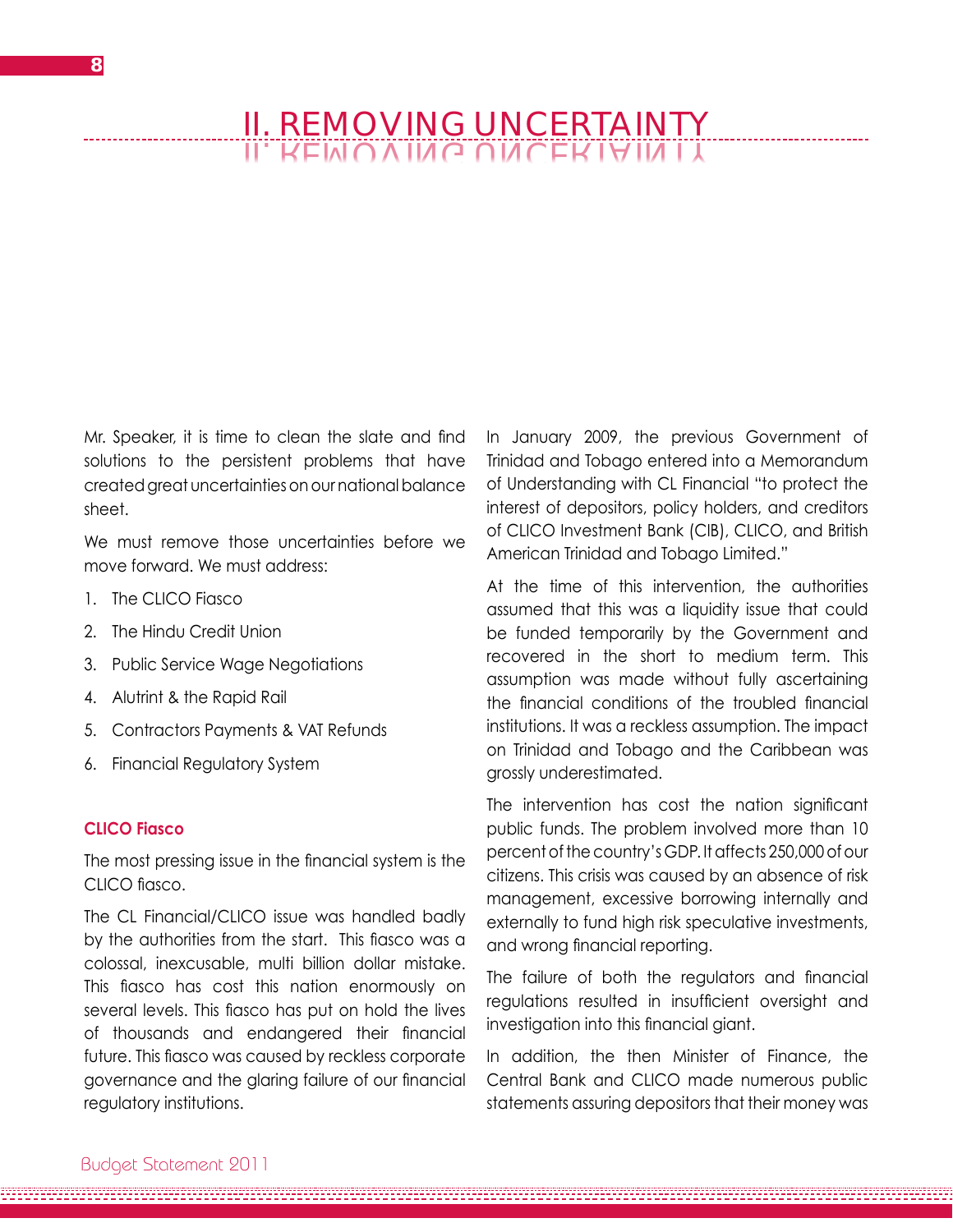# II. REMOVING UNCERTAINTY

Mr. Speaker, it is time to clean the slate and find solutions to the persistent problems that have created great uncertainties on our national balance sheet.

We must remove those uncertainties before we move forward. We must address:

1. The CLICO Fiasco
2. The Hindu Credit Union
3. Public Service Wage Negotiations
4. Alutrint & the Rapid Rail
5. Contractors Payments & VAT Refunds
6. Financial Regulatory System

## CLICO Fiasco

The most pressing issue in the financial system is the CLICO fiasco.

The CL Financial/CLICO issue was handled badly by the authorities from the start. This fiasco was a colossal, inexcusable, multi billion dollar mistake. This fiasco has cost this nation enormously on several levels. This fiasco has put on hold the lives of thousands and endangered their financial future. This fiasco was caused by reckless corporate governance and the glaring failure of our financial regulatory institutions.

In January 2009, the previous Government of Trinidad and Tobago entered into a Memorandum of Understanding with CL Financial "to protect the interest of depositors, policy holders, and creditors of CLICO Investment Bank (CIB), CLICO, and British American Trinidad and Tobago Limited."

At the time of this intervention, the authorities assumed that this was a liquidity issue that could be funded temporarily by the Government and recovered in the short to medium term. This assumption was made without fully ascertaining the financial conditions of the troubled financial institutions. It was a reckless assumption. The impact on Trinidad and Tobago and the Caribbean was grossly underestimated.

The intervention has cost the nation significant public funds. The problem involved more than 10 percent of the country's GDP. It affects 250,000 of our citizens. This crisis was caused by an absence of risk management, excessive borrowing internally and externally to fund high risk speculative investments, and wrong financial reporting.

The failure of both the regulators and financial regulations resulted in insufficient oversight and investigation into this financial giant.

In addition, the then Minister of Finance, the Central Bank and CLICO made numerous public statements assuring depositors that their money was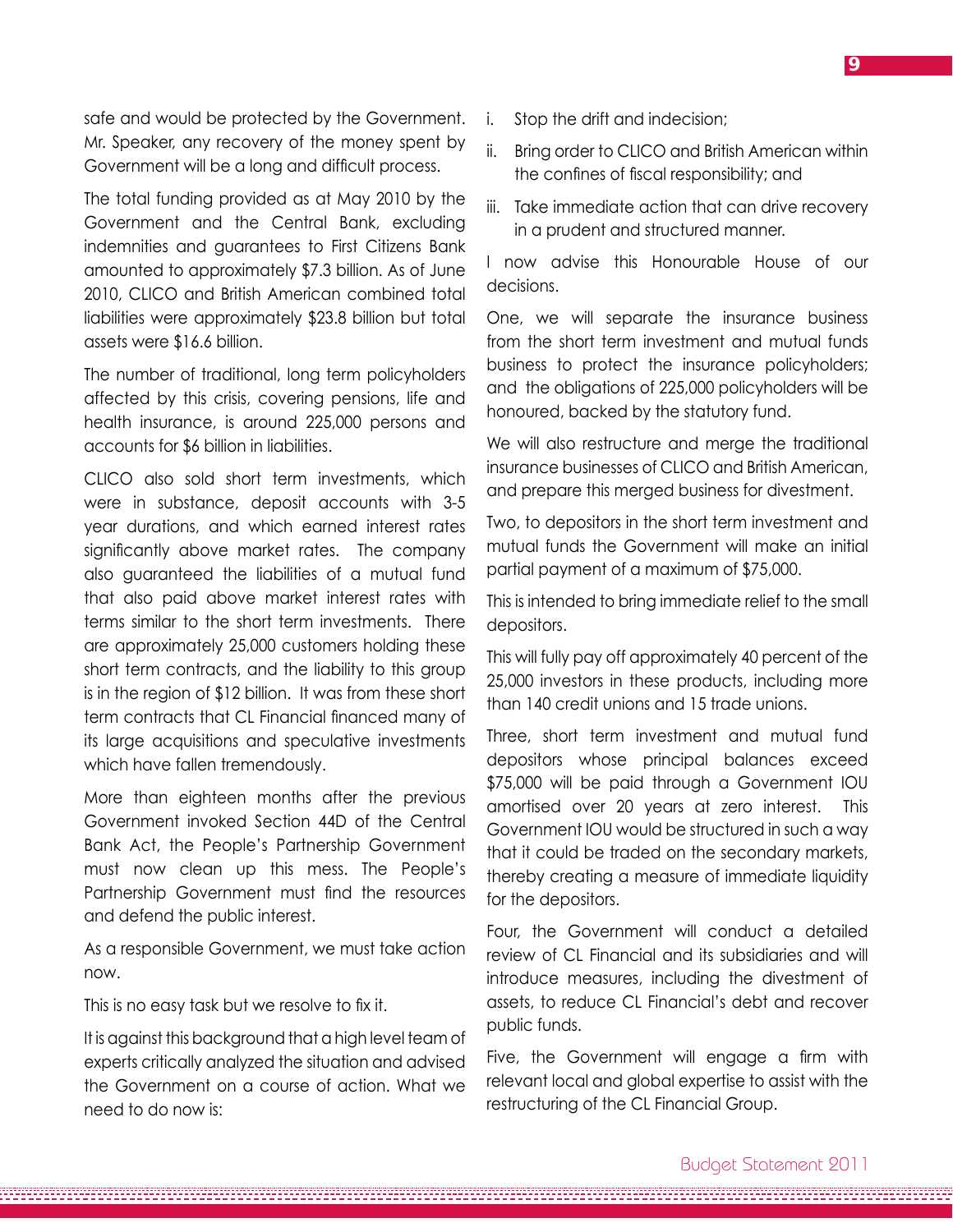safe and would be protected by the Government. Mr. Speaker, any recovery of the money spent by Government will be a long and difficult process.

The total funding provided as at May 2010 by the Government and the Central Bank, excluding indemnities and guarantees to First Citizens Bank amounted to approximately $7.3 billion. As of June 2010, CLICO and British American combined total liabilities were approximately $23.8 billion but total assets were $16.6 billion.

The number of traditional, long term policyholders affected by this crisis, covering pensions, life and health insurance, is around 225,000 persons and accounts for $6 billion in liabilities.

CLICO also sold short term investments, which were in substance, deposit accounts with 3-5 year durations, and which earned interest rates significantly above market rates. The company also guaranteed the liabilities of a mutual fund that also paid above market interest rates with terms similar to the short term investments. There are approximately 25,000 customers holding these short term contracts, and the liability to this group is in the region of $12 billion. It was from these short term contracts that CL Financial financed many of its large acquisitions and speculative investments which have fallen tremendously.

More than eighteen months after the previous Government invoked Section 44D of the Central Bank Act, the People's Partnership Government must now clean up this mess. The People's Partnership Government must find the resources and defend the public interest.

As a responsible Government, we must take action now.

This is no easy task but we resolve to fix it.

It is against this background that a high level team of experts critically analyzed the situation and advised the Government on a course of action. What we need to do now is:

i. Stop the drift and indecision;

ii. Bring order to CLICO and British American within the confines of fiscal responsibility; and

iii. Take immediate action that can drive recovery in a prudent and structured manner.

I now advise this Honourable House of our decisions.

One, we will separate the insurance business from the short term investment and mutual funds business to protect the insurance policyholders; and the obligations of 225,000 policyholders will be honoured, backed by the statutory fund.

We will also restructure and merge the traditional insurance businesses of CLICO and British American, and prepare this merged business for divestment.

Two, to depositors in the short term investment and mutual funds the Government will make an initial partial payment of a maximum of $75,000.

This is intended to bring immediate relief to the small depositors.

This will fully pay off approximately 40 percent of the 25,000 investors in these products, including more than 140 credit unions and 15 trade unions.

Three, short term investment and mutual fund depositors whose principal balances exceed $75,000 will be paid through a Government IOU amortised over 20 years at zero interest. This Government IOU would be structured in such a way that it could be traded on the secondary markets, thereby creating a measure of immediate liquidity for the depositors.

Four, the Government will conduct a detailed review of CL Financial and its subsidiaries and will introduce measures, including the divestment of assets, to reduce CL Financial's debt and recover public funds.

Five, the Government will engage a firm with relevant local and global expertise to assist with the restructuring of the CL Financial Group.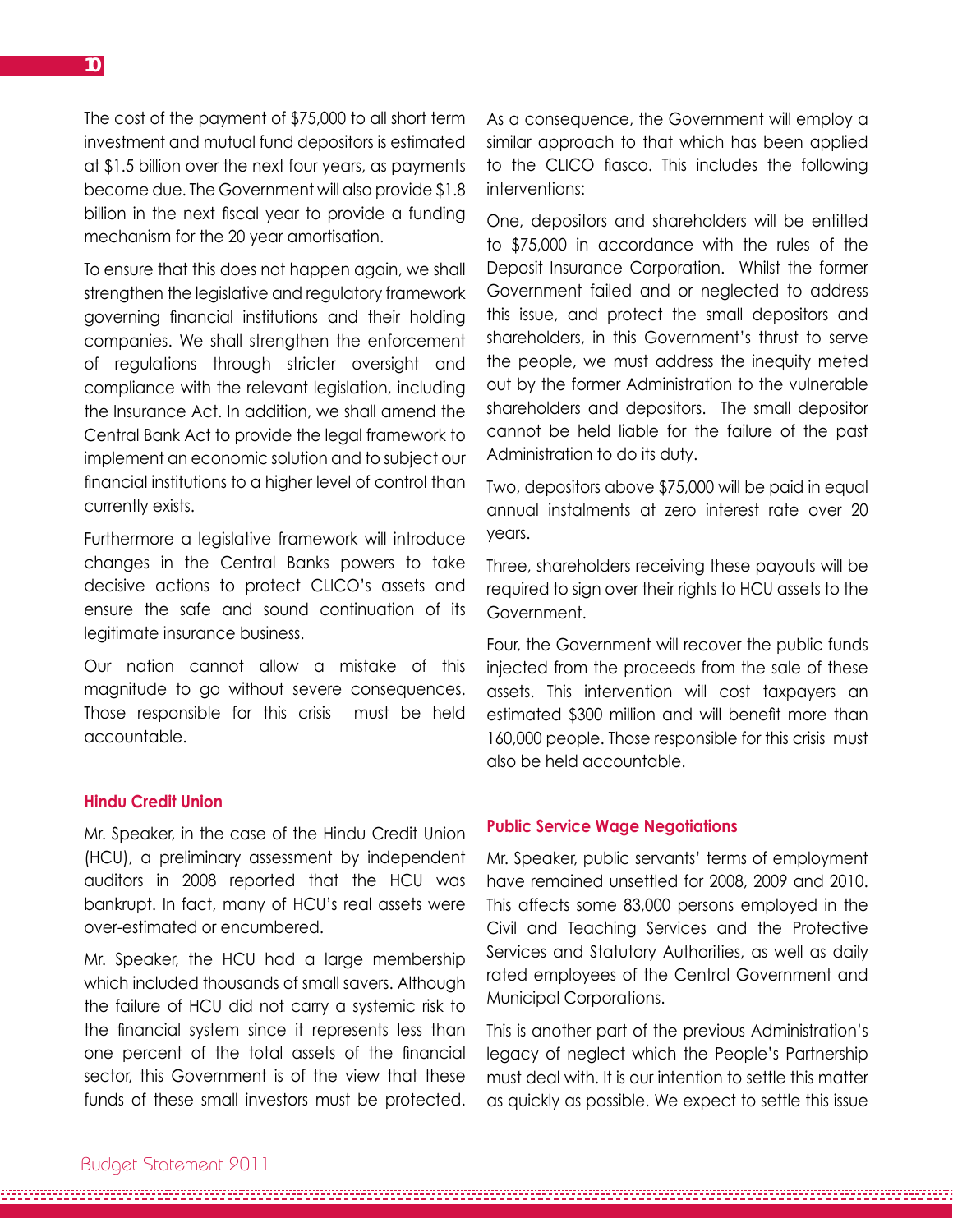The cost of the payment of $75,000 to all short term investment and mutual fund depositors is estimated at $1.5 billion over the next four years, as payments become due. The Government will also provide $1.8 billion in the next fiscal year to provide a funding mechanism for the 20 year amortisation.

To ensure that this does not happen again, we shall strengthen the legislative and regulatory framework governing financial institutions and their holding companies. We shall strengthen the enforcement of regulations through stricter oversight and compliance with the relevant legislation, including the Insurance Act. In addition, we shall amend the Central Bank Act to provide the legal framework to implement an economic solution and to subject our financial institutions to a higher level of control than currently exists.

Furthermore a legislative framework will introduce changes in the Central Banks powers to take decisive actions to protect CLICO's assets and ensure the safe and sound continuation of its legitimate insurance business.

Our nation cannot allow a mistake of this magnitude to go without severe consequences. Those responsible for this crisis must be held accountable.

### Hindu Credit Union

Mr. Speaker, in the case of the Hindu Credit Union (HCU), a preliminary assessment by independent auditors in 2008 reported that the HCU was bankrupt. In fact, many of HCU's real assets were over-estimated or encumbered.

Mr. Speaker, the HCU had a large membership which included thousands of small savers. Although the failure of HCU did not carry a systemic risk to the financial system since it represents less than one percent of the total assets of the financial sector, this Government is of the view that these funds of these small investors must be protected.

As a consequence, the Government will employ a similar approach to that which has been applied to the CLICO fiasco. This includes the following interventions:

One, depositors and shareholders will be entitled to $75,000 in accordance with the rules of the Deposit Insurance Corporation. Whilst the former Government failed and or neglected to address this issue, and protect the small depositors and shareholders, in this Government's thrust to serve the people, we must address the inequity meted out by the former Administration to the vulnerable shareholders and depositors. The small depositor cannot be held liable for the failure of the past Administration to do its duty.

Two, depositors above $75,000 will be paid in equal annual instalments at zero interest rate over 20 years.

Three, shareholders receiving these payouts will be required to sign over their rights to HCU assets to the Government.

Four, the Government will recover the public funds injected from the proceeds from the sale of these assets. This intervention will cost taxpayers an estimated $300 million and will benefit more than 160,000 people. Those responsible for this crisis must also be held accountable.

### Public Service Wage Negotiations

Mr. Speaker, public servants' terms of employment have remained unsettled for 2008, 2009 and 2010. This affects some 83,000 persons employed in the Civil and Teaching Services and the Protective Services and Statutory Authorities, as well as daily rated employees of the Central Government and Municipal Corporations.

This is another part of the previous Administration's legacy of neglect which the People's Partnership must deal with. It is our intention to settle this matter as quickly as possible. We expect to settle this issue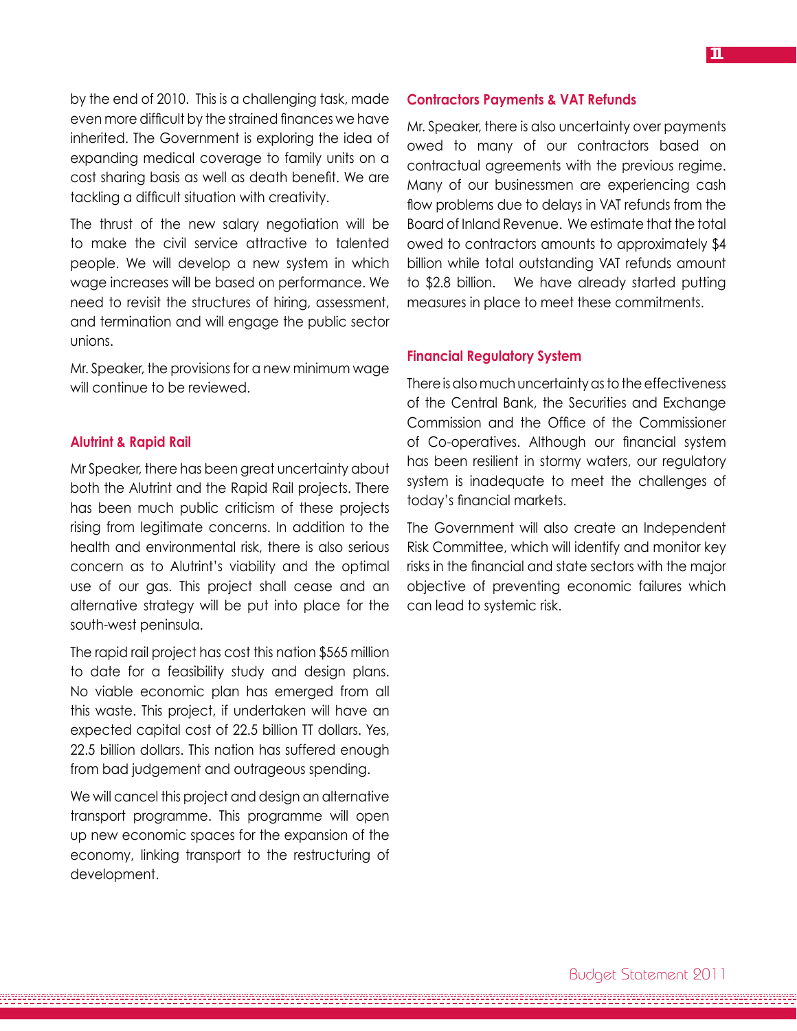by the end of 2010. This is a challenging task, made even more difficult by the strained finances we have inherited. The Government is exploring the idea of expanding medical coverage to family units on a cost sharing basis as well as death benefit. We are tackling a difficult situation with creativity.

The thrust of the new salary negotiation will be to make the civil service attractive to talented people. We will develop a new system in which wage increases will be based on performance. We need to revisit the structures of hiring, assessment, and termination and will engage the public sector unions.

Mr. Speaker, the provisions for a new minimum wage will continue to be reviewed.

## Alutrint & Rapid Rail

Mr Speaker, there has been great uncertainty about both the Alutrint and the Rapid Rail projects. There has been much public criticism of these projects rising from legitimate concerns. In addition to the health and environmental risk, there is also serious concern as to Alutrint's viability and the optimal use of our gas. This project shall cease and an alternative strategy will be put into place for the south-west peninsula.

The rapid rail project has cost this nation $565 million to date for a feasibility study and design plans. No viable economic plan has emerged from all this waste. This project, if undertaken will have an expected capital cost of 22.5 billion TT dollars. Yes, 22.5 billion dollars. This nation has suffered enough from bad judgement and outrageous spending.

We will cancel this project and design an alternative transport programme. This programme will open up new economic spaces for the expansion of the economy, linking transport to the restructuring of development.

## Contractors Payments & VAT Refunds

Mr. Speaker, there is also uncertainty over payments owed to many of our contractors based on contractual agreements with the previous regime. Many of our businessmen are experiencing cash flow problems due to delays in VAT refunds from the Board of Inland Revenue. We estimate that the total owed to contractors amounts to approximately $4 billion while total outstanding VAT refunds amount to $2.8 billion. We have already started putting measures in place to meet these commitments.

## Financial Regulatory System

There is also much uncertainty as to the effectiveness of the Central Bank, the Securities and Exchange Commission and the Office of the Commissioner of Co-operatives. Although our financial system has been resilient in stormy waters, our regulatory system is inadequate to meet the challenges of today's financial markets.

The Government will also create an Independent Risk Committee, which will identify and monitor key risks in the financial and state sectors with the major objective of preventing economic failures which can lead to systemic risk.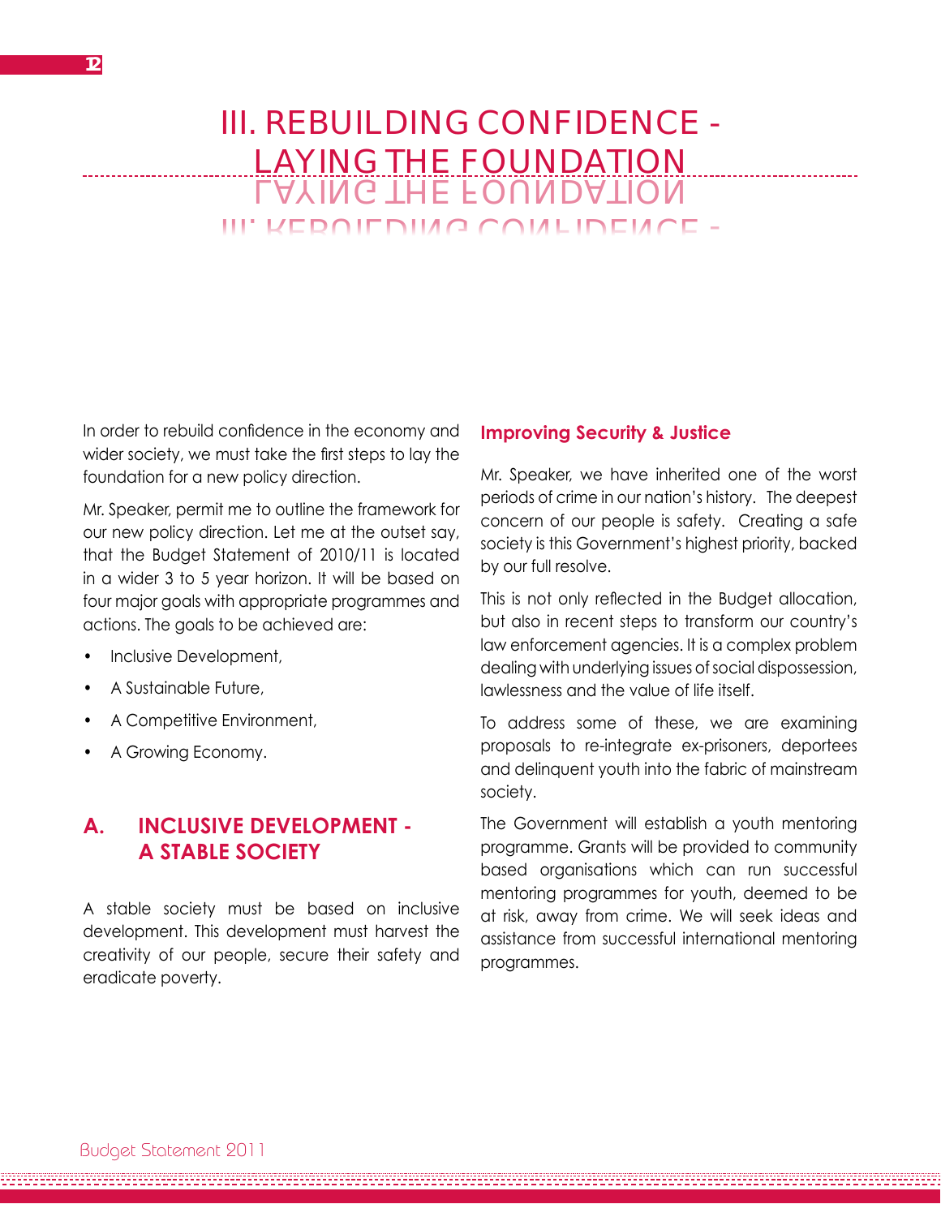# III. REBUILDING CONFIDENCE - LAYING THE FOUNDATION

In order to rebuild confidence in the economy and wider society, we must take the first steps to lay the foundation for a new policy direction.

Mr. Speaker, permit me to outline the framework for our new policy direction. Let me at the outset say, that the Budget Statement of 2010/11 is located in a wider 3 to 5 year horizon. It will be based on four major goals with appropriate programmes and actions. The goals to be achieved are:

- Inclusive Development,
- A Sustainable Future,
- A Competitive Environment,
- A Growing Economy.

## A. INCLUSIVE DEVELOPMENT - A STABLE SOCIETY

A stable society must be based on inclusive development. This development must harvest the creativity of our people, secure their safety and eradicate poverty.

### Improving Security & Justice

Mr. Speaker, we have inherited one of the worst periods of crime in our nation's history. The deepest concern of our people is safety. Creating a safe society is this Government's highest priority, backed by our full resolve.

This is not only reflected in the Budget allocation, but also in recent steps to transform our country's law enforcement agencies. It is a complex problem dealing with underlying issues of social dispossession, lawlessness and the value of life itself.

To address some of these, we are examining proposals to re-integrate ex-prisoners, deportees and delinquent youth into the fabric of mainstream society.

The Government will establish a youth mentoring programme. Grants will be provided to community based organisations which can run successful mentoring programmes for youth, deemed to be at risk, away from crime. We will seek ideas and assistance from successful international mentoring programmes.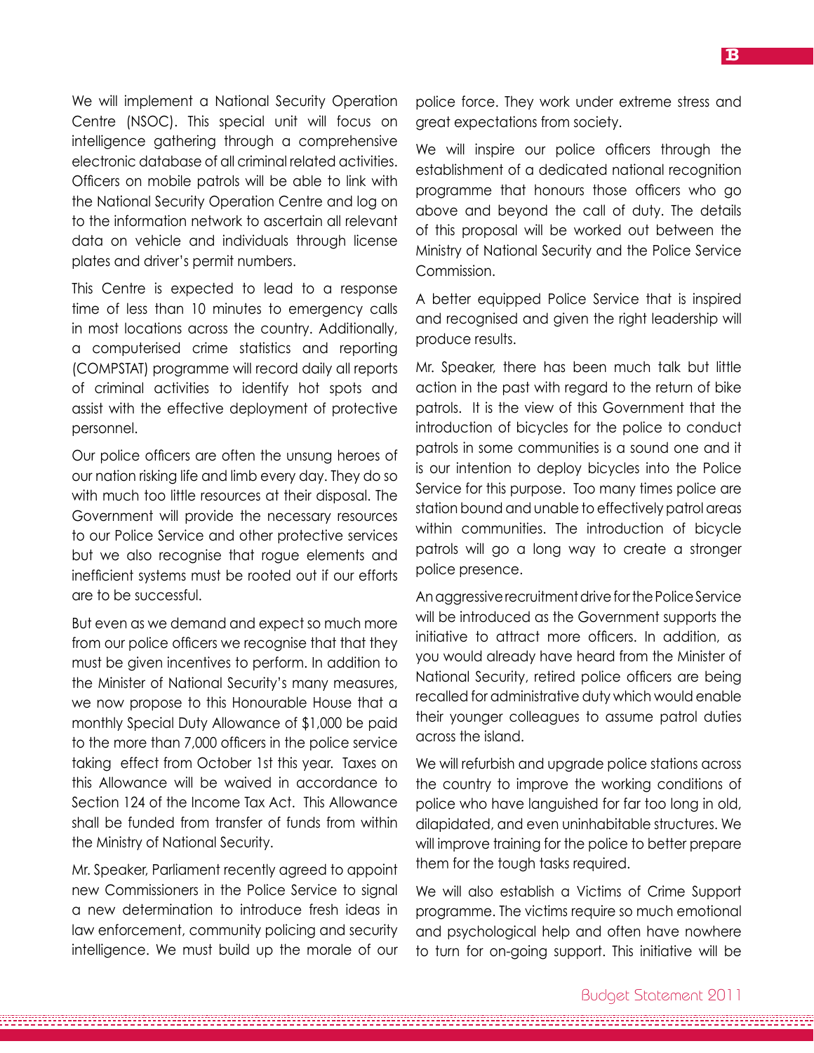We will implement a National Security Operation Centre (NSOC). This special unit will focus on intelligence gathering through a comprehensive electronic database of all criminal related activities. Officers on mobile patrols will be able to link with the National Security Operation Centre and log on to the information network to ascertain all relevant data on vehicle and individuals through license plates and driver's permit numbers.

This Centre is expected to lead to a response time of less than 10 minutes to emergency calls in most locations across the country. Additionally, a computerised crime statistics and reporting (COMPSTAT) programme will record daily all reports of criminal activities to identify hot spots and assist with the effective deployment of protective personnel.

Our police officers are often the unsung heroes of our nation risking life and limb every day. They do so with much too little resources at their disposal. The Government will provide the necessary resources to our Police Service and other protective services but we also recognise that rogue elements and inefficient systems must be rooted out if our efforts are to be successful.

But even as we demand and expect so much more from our police officers we recognise that that they must be given incentives to perform. In addition to the Minister of National Security's many measures, we now propose to this Honourable House that a monthly Special Duty Allowance of $1,000 be paid to the more than 7,000 officers in the police service taking effect from October 1st this year. Taxes on this Allowance will be waived in accordance to Section 124 of the Income Tax Act. This Allowance shall be funded from transfer of funds from within the Ministry of National Security.

Mr. Speaker, Parliament recently agreed to appoint new Commissioners in the Police Service to signal a new determination to introduce fresh ideas in law enforcement, community policing and security intelligence. We must build up the morale of our police force. They work under extreme stress and great expectations from society.

We will inspire our police officers through the establishment of a dedicated national recognition programme that honours those officers who go above and beyond the call of duty. The details of this proposal will be worked out between the Ministry of National Security and the Police Service Commission.

A better equipped Police Service that is inspired and recognised and given the right leadership will produce results.

Mr. Speaker, there has been much talk but little action in the past with regard to the return of bike patrols. It is the view of this Government that the introduction of bicycles for the police to conduct patrols in some communities is a sound one and it is our intention to deploy bicycles into the Police Service for this purpose. Too many times police are station bound and unable to effectively patrol areas within communities. The introduction of bicycle patrols will go a long way to create a stronger police presence.

An aggressive recruitment drive for the Police Service will be introduced as the Government supports the initiative to attract more officers. In addition, as you would already have heard from the Minister of National Security, retired police officers are being recalled for administrative duty which would enable their younger colleagues to assume patrol duties across the island.

We will refurbish and upgrade police stations across the country to improve the working conditions of police who have languished for far too long in old, dilapidated, and even uninhabitable structures. We will improve training for the police to better prepare them for the tough tasks required.

We will also establish a Victims of Crime Support programme. The victims require so much emotional and psychological help and often have nowhere to turn for on-going support. This initiative will be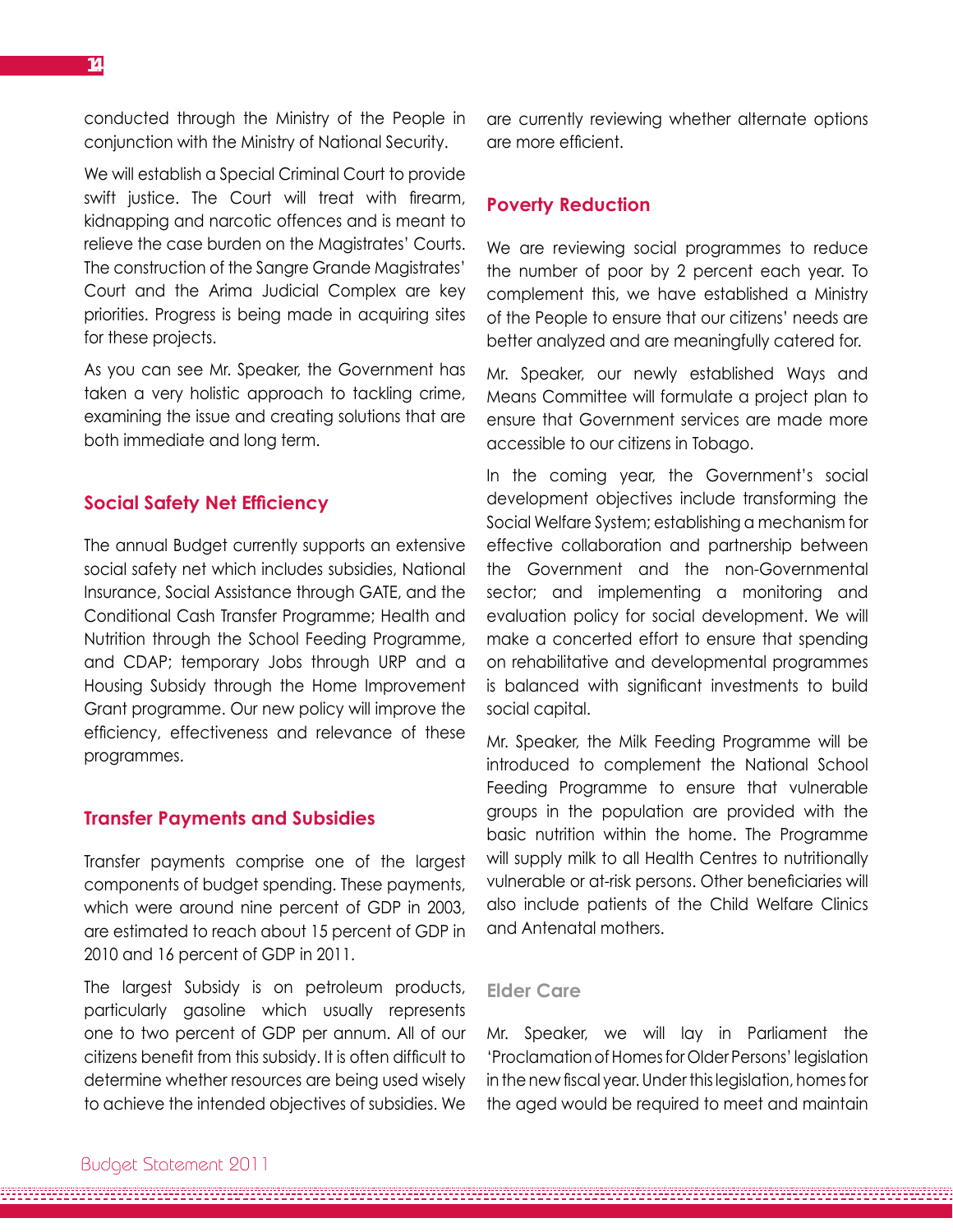conducted through the Ministry of the People in conjunction with the Ministry of National Security.

We will establish a Special Criminal Court to provide swift justice. The Court will treat with firearm, kidnapping and narcotic offences and is meant to relieve the case burden on the Magistrates' Courts. The construction of the Sangre Grande Magistrates' Court and the Arima Judicial Complex are key priorities. Progress is being made in acquiring sites for these projects.

As you can see Mr. Speaker, the Government has taken a very holistic approach to tackling crime, examining the issue and creating solutions that are both immediate and long term.

## Social Safety Net Efficiency

The annual Budget currently supports an extensive social safety net which includes subsidies, National Insurance, Social Assistance through GATE, and the Conditional Cash Transfer Programme; Health and Nutrition through the School Feeding Programme, and CDAP; temporary Jobs through URP and a Housing Subsidy through the Home Improvement Grant programme. Our new policy will improve the efficiency, effectiveness and relevance of these programmes.

## Transfer Payments and Subsidies

Transfer payments comprise one of the largest components of budget spending. These payments, which were around nine percent of GDP in 2003, are estimated to reach about 15 percent of GDP in 2010 and 16 percent of GDP in 2011.

The largest Subsidy is on petroleum products, particularly gasoline which usually represents one to two percent of GDP per annum. All of our citizens benefit from this subsidy. It is often difficult to determine whether resources are being used wisely to achieve the intended objectives of subsidies. We are currently reviewing whether alternate options are more efficient.

## Poverty Reduction

We are reviewing social programmes to reduce the number of poor by 2 percent each year. To complement this, we have established a Ministry of the People to ensure that our citizens' needs are better analyzed and are meaningfully catered for.

Mr. Speaker, our newly established Ways and Means Committee will formulate a project plan to ensure that Government services are made more accessible to our citizens in Tobago.

In the coming year, the Government's social development objectives include transforming the Social Welfare System; establishing a mechanism for effective collaboration and partnership between the Government and the non-Governmental sector; and implementing a monitoring and evaluation policy for social development. We will make a concerted effort to ensure that spending on rehabilitative and developmental programmes is balanced with significant investments to build social capital.

Mr. Speaker, the Milk Feeding Programme will be introduced to complement the National School Feeding Programme to ensure that vulnerable groups in the population are provided with the basic nutrition within the home. The Programme will supply milk to all Health Centres to nutritionally vulnerable or at-risk persons. Other beneficiaries will also include patients of the Child Welfare Clinics and Antenatal mothers.

### Elder Care

Mr. Speaker, we will lay in Parliament the 'Proclamation of Homes for Older Persons' legislation in the new fiscal year. Under this legislation, homes for the aged would be required to meet and maintain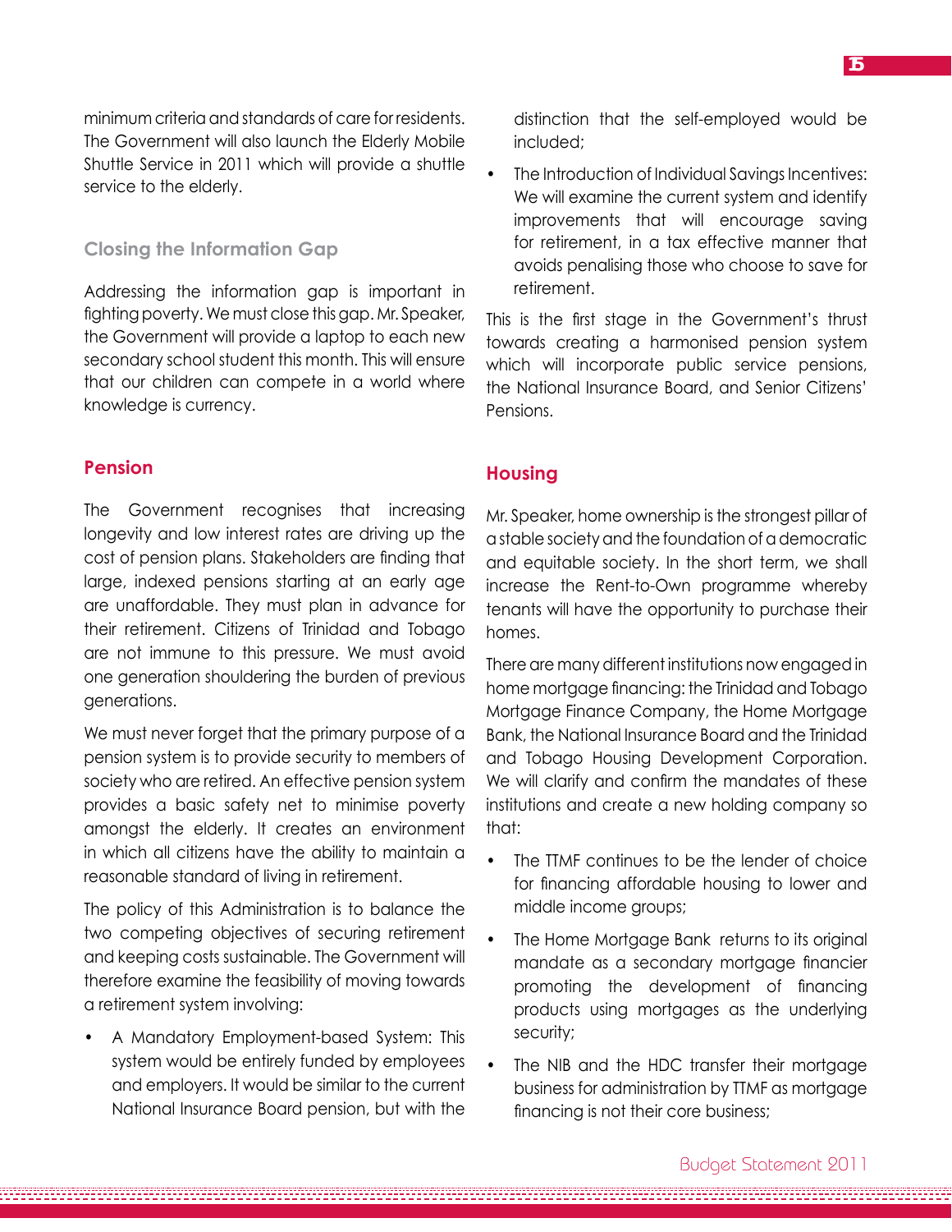minimum criteria and standards of care for residents. The Government will also launch the Elderly Mobile Shuttle Service in 2011 which will provide a shuttle service to the elderly.

### Closing the Information Gap

Addressing the information gap is important in fighting poverty. We must close this gap. Mr. Speaker, the Government will provide a laptop to each new secondary school student this month. This will ensure that our children can compete in a world where knowledge is currency.

## Pension

The Government recognises that increasing longevity and low interest rates are driving up the cost of pension plans. Stakeholders are finding that large, indexed pensions starting at an early age are unaffordable. They must plan in advance for their retirement. Citizens of Trinidad and Tobago are not immune to this pressure. We must avoid one generation shouldering the burden of previous generations.

We must never forget that the primary purpose of a pension system is to provide security to members of society who are retired. An effective pension system provides a basic safety net to minimise poverty amongst the elderly. It creates an environment in which all citizens have the ability to maintain a reasonable standard of living in retirement.

The policy of this Administration is to balance the two competing objectives of securing retirement and keeping costs sustainable. The Government will therefore examine the feasibility of moving towards a retirement system involving:

- A Mandatory Employment-based System: This system would be entirely funded by employees and employers. It would be similar to the current National Insurance Board pension, but with the distinction that the self-employed would be included;
- The Introduction of Individual Savings Incentives: We will examine the current system and identify improvements that will encourage saving for retirement, in a tax effective manner that avoids penalising those who choose to save for retirement.

This is the first stage in the Government's thrust towards creating a harmonised pension system which will incorporate public service pensions, the National Insurance Board, and Senior Citizens' Pensions.

## Housing

Mr. Speaker, home ownership is the strongest pillar of a stable society and the foundation of a democratic and equitable society. In the short term, we shall increase the Rent-to-Own programme whereby tenants will have the opportunity to purchase their homes.

There are many different institutions now engaged in home mortgage financing: the Trinidad and Tobago Mortgage Finance Company, the Home Mortgage Bank, the National Insurance Board and the Trinidad and Tobago Housing Development Corporation. We will clarify and confirm the mandates of these institutions and create a new holding company so that:

- The TTMF continues to be the lender of choice for financing affordable housing to lower and middle income groups;
- The Home Mortgage Bank returns to its original mandate as a secondary mortgage financier promoting the development of financing products using mortgages as the underlying security;
- The NIB and the HDC transfer their mortgage business for administration by TTMF as mortgage financing is not their core business;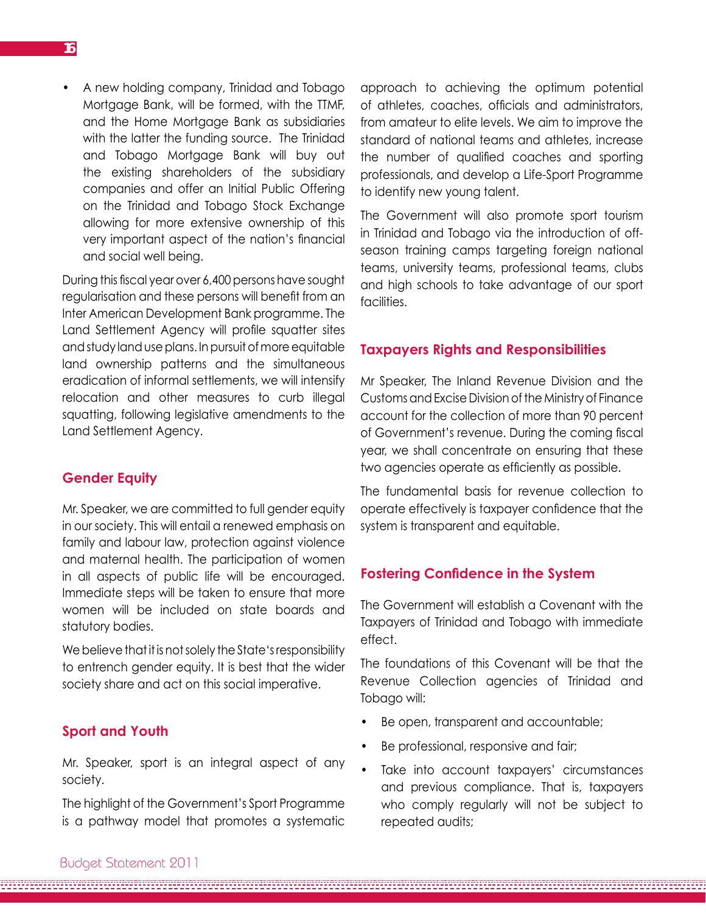- A new holding company, Trinidad and Tobago Mortgage Bank, will be formed, with the TTMF, and the Home Mortgage Bank as subsidiaries with the latter the funding source. The Trinidad and Tobago Mortgage Bank will buy out the existing shareholders of the subsidiary companies and offer an Initial Public Offering on the Trinidad and Tobago Stock Exchange allowing for more extensive ownership of this very important aspect of the nation's financial and social well being.

During this fiscal year over 6,400 persons have sought regularisation and these persons will benefit from an Inter American Development Bank programme. The Land Settlement Agency will profile squatter sites and study land use plans. In pursuit of more equitable land ownership patterns and the simultaneous eradication of informal settlements, we will intensify relocation and other measures to curb illegal squatting, following legislative amendments to the Land Settlement Agency.

## Gender Equity

Mr. Speaker, we are committed to full gender equity in our society. This will entail a renewed emphasis on family and labour law, protection against violence and maternal health. The participation of women in all aspects of public life will be encouraged. Immediate steps will be taken to ensure that more women will be included on state boards and statutory bodies.

We believe that it is not solely the State's responsibility to entrench gender equity. It is best that the wider society share and act on this social imperative.

## Sport and Youth

Mr. Speaker, sport is an integral aspect of any society.

The highlight of the Government's Sport Programme is a pathway model that promotes a systematic approach to achieving the optimum potential of athletes, coaches, officials and administrators, from amateur to elite levels. We aim to improve the standard of national teams and athletes, increase the number of qualified coaches and sporting professionals, and develop a Life-Sport Programme to identify new young talent.

The Government will also promote sport tourism in Trinidad and Tobago via the introduction of off-season training camps targeting foreign national teams, university teams, professional teams, clubs and high schools to take advantage of our sport facilities.

## Taxpayers Rights and Responsibilities

Mr Speaker, The Inland Revenue Division and the Customs and Excise Division of the Ministry of Finance account for the collection of more than 90 percent of Government's revenue. During the coming fiscal year, we shall concentrate on ensuring that these two agencies operate as efficiently as possible.

The fundamental basis for revenue collection to operate effectively is taxpayer confidence that the system is transparent and equitable.

## Fostering Confidence in the System

The Government will establish a Covenant with the Taxpayers of Trinidad and Tobago with immediate effect.

The foundations of this Covenant will be that the Revenue Collection agencies of Trinidad and Tobago will:

- Be open, transparent and accountable;
- Be professional, responsive and fair;
- Take into account taxpayers' circumstances and previous compliance. That is, taxpayers who comply regularly will not be subject to repeated audits;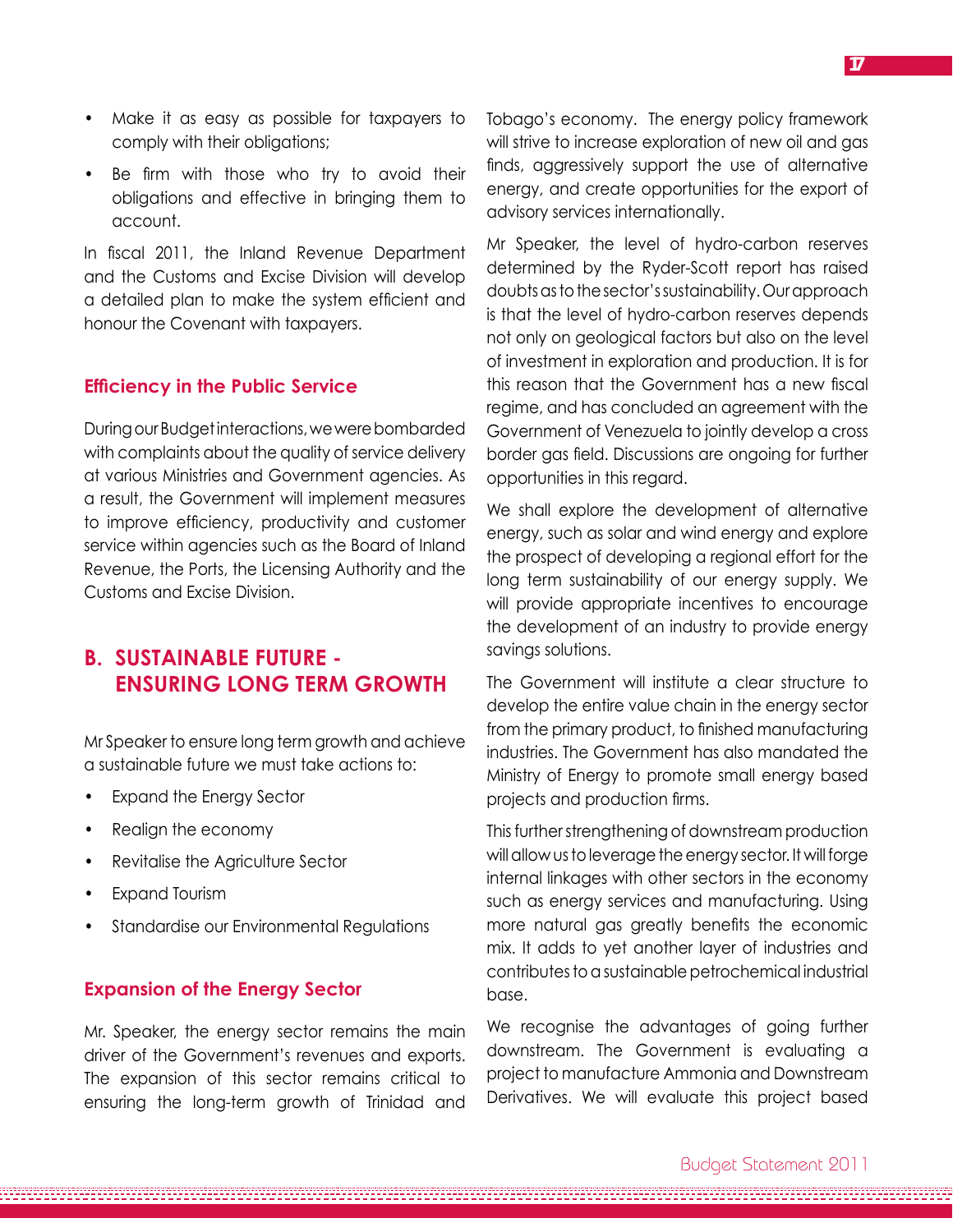- Make it as easy as possible for taxpayers to comply with their obligations;
- Be firm with those who try to avoid their obligations and effective in bringing them to account.

In fiscal 2011, the Inland Revenue Department and the Customs and Excise Division will develop a detailed plan to make the system efficient and honour the Covenant with taxpayers.

### Efficiency in the Public Service

During our Budget interactions, we were bombarded with complaints about the quality of service delivery at various Ministries and Government agencies. As a result, the Government will implement measures to improve efficiency, productivity and customer service within agencies such as the Board of Inland Revenue, the Ports, the Licensing Authority and the Customs and Excise Division.

## B. SUSTAINABLE FUTURE - ENSURING LONG TERM GROWTH

Mr Speaker to ensure long term growth and achieve a sustainable future we must take actions to:

- Expand the Energy Sector
- Realign the economy
- Revitalise the Agriculture Sector
- Expand Tourism
- Standardise our Environmental Regulations

### Expansion of the Energy Sector

Mr. Speaker, the energy sector remains the main driver of the Government's revenues and exports. The expansion of this sector remains critical to ensuring the long-term growth of Trinidad and Tobago's economy. The energy policy framework will strive to increase exploration of new oil and gas finds, aggressively support the use of alternative energy, and create opportunities for the export of advisory services internationally.

Mr Speaker, the level of hydro-carbon reserves determined by the Ryder-Scott report has raised doubts as to the sector's sustainability. Our approach is that the level of hydro-carbon reserves depends not only on geological factors but also on the level of investment in exploration and production. It is for this reason that the Government has a new fiscal regime, and has concluded an agreement with the Government of Venezuela to jointly develop a cross border gas field. Discussions are ongoing for further opportunities in this regard.

We shall explore the development of alternative energy, such as solar and wind energy and explore the prospect of developing a regional effort for the long term sustainability of our energy supply. We will provide appropriate incentives to encourage the development of an industry to provide energy savings solutions.

The Government will institute a clear structure to develop the entire value chain in the energy sector from the primary product, to finished manufacturing industries. The Government has also mandated the Ministry of Energy to promote small energy based projects and production firms.

This further strengthening of downstream production will allow us to leverage the energy sector. It will forge internal linkages with other sectors in the economy such as energy services and manufacturing. Using more natural gas greatly benefits the economic mix. It adds to yet another layer of industries and contributes to a sustainable petrochemical industrial base.

We recognise the advantages of going further downstream. The Government is evaluating a project to manufacture Ammonia and Downstream Derivatives. We will evaluate this project based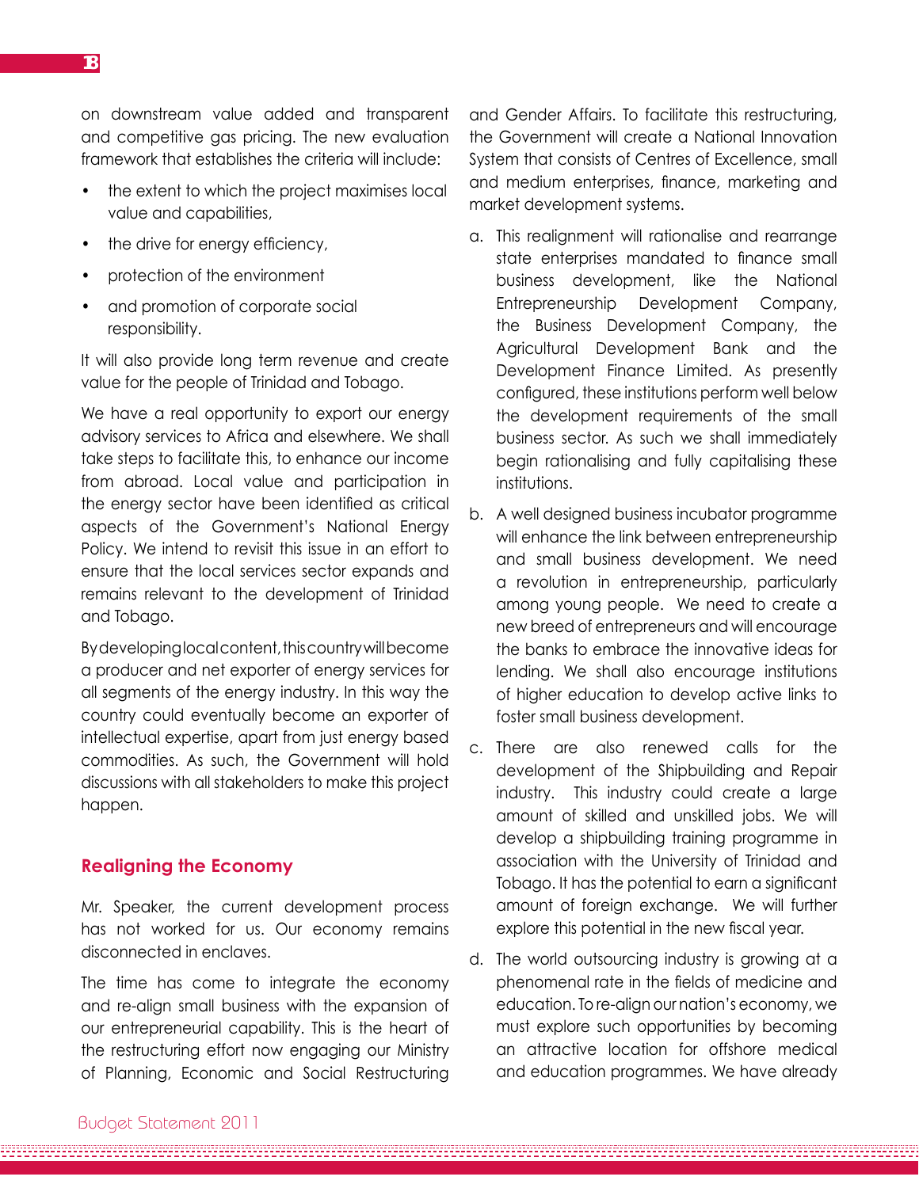on downstream value added and transparent and competitive gas pricing. The new evaluation framework that establishes the criteria will include:

- the extent to which the project maximises local value and capabilities,
- the drive for energy efficiency,
- protection of the environment
- and promotion of corporate social responsibility.

It will also provide long term revenue and create value for the people of Trinidad and Tobago.

We have a real opportunity to export our energy advisory services to Africa and elsewhere. We shall take steps to facilitate this, to enhance our income from abroad. Local value and participation in the energy sector have been identified as critical aspects of the Government's National Energy Policy. We intend to revisit this issue in an effort to ensure that the local services sector expands and remains relevant to the development of Trinidad and Tobago.

By developing local content, this country will become a producer and net exporter of energy services for all segments of the energy industry. In this way the country could eventually become an exporter of intellectual expertise, apart from just energy based commodities. As such, the Government will hold discussions with all stakeholders to make this project happen.

## Realigning the Economy

Mr. Speaker, the current development process has not worked for us. Our economy remains disconnected in enclaves.

The time has come to integrate the economy and re-align small business with the expansion of our entrepreneurial capability. This is the heart of the restructuring effort now engaging our Ministry of Planning, Economic and Social Restructuring and Gender Affairs. To facilitate this restructuring, the Government will create a National Innovation System that consists of Centres of Excellence, small and medium enterprises, finance, marketing and market development systems.

a. This realignment will rationalise and rearrange state enterprises mandated to finance small business development, like the National Entrepreneurship Development Company, the Business Development Company, the Agricultural Development Bank and the Development Finance Limited. As presently configured, these institutions perform well below the development requirements of the small business sector. As such we shall immediately begin rationalising and fully capitalising these institutions.

b. A well designed business incubator programme will enhance the link between entrepreneurship and small business development. We need a revolution in entrepreneurship, particularly among young people. We need to create a new breed of entrepreneurs and will encourage the banks to embrace the innovative ideas for lending. We shall also encourage institutions of higher education to develop active links to foster small business development.

c. There are also renewed calls for the development of the Shipbuilding and Repair industry. This industry could create a large amount of skilled and unskilled jobs. We will develop a shipbuilding training programme in association with the University of Trinidad and Tobago. It has the potential to earn a significant amount of foreign exchange. We will further explore this potential in the new fiscal year.

d. The world outsourcing industry is growing at a phenomenal rate in the fields of medicine and education. To re-align our nation's economy, we must explore such opportunities by becoming an attractive location for offshore medical and education programmes. We have already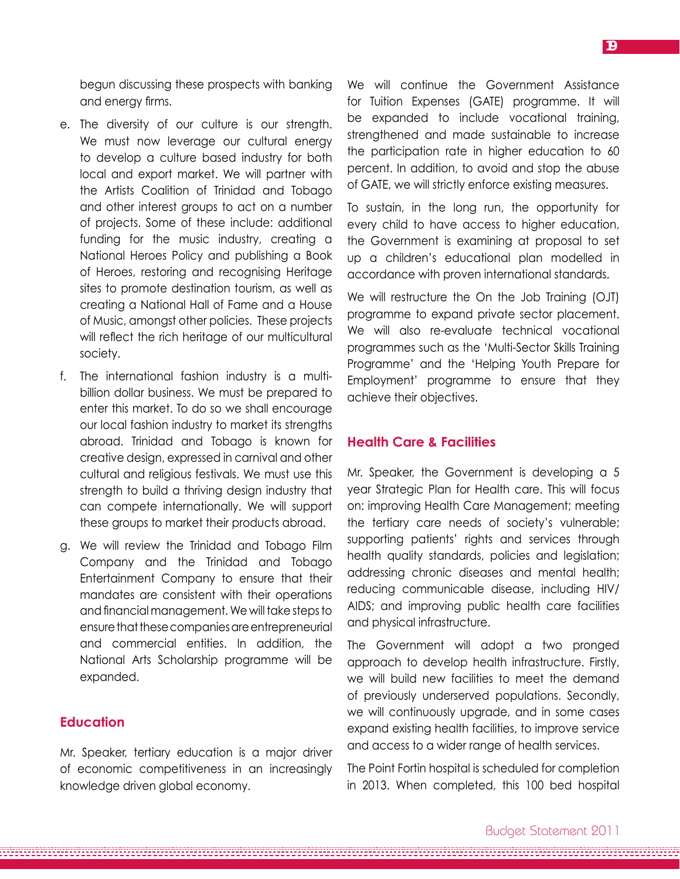begun discussing these prospects with banking and energy firms.

e. The diversity of our culture is our strength. We must now leverage our cultural energy to develop a culture based industry for both local and export market. We will partner with the Artists Coalition of Trinidad and Tobago and other interest groups to act on a number of projects. Some of these include: additional funding for the music industry, creating a National Heroes Policy and publishing a Book of Heroes, restoring and recognising Heritage sites to promote destination tourism, as well as creating a National Hall of Fame and a House of Music, amongst other policies. These projects will reflect the rich heritage of our multicultural society.

f. The international fashion industry is a multi-billion dollar business. We must be prepared to enter this market. To do so we shall encourage our local fashion industry to market its strengths abroad. Trinidad and Tobago is known for creative design, expressed in carnival and other cultural and religious festivals. We must use this strength to build a thriving design industry that can compete internationally. We will support these groups to market their products abroad.

g. We will review the Trinidad and Tobago Film Company and the Trinidad and Tobago Entertainment Company to ensure that their mandates are consistent with their operations and financial management. We will take steps to ensure that these companies are entrepreneurial and commercial entities. In addition, the National Arts Scholarship programme will be expanded.

## Education

Mr. Speaker, tertiary education is a major driver of economic competitiveness in an increasingly knowledge driven global economy.

We will continue the Government Assistance for Tuition Expenses (GATE) programme. It will be expanded to include vocational training, strengthened and made sustainable to increase the participation rate in higher education to 60 percent. In addition, to avoid and stop the abuse of GATE, we will strictly enforce existing measures.

To sustain, in the long run, the opportunity for every child to have access to higher education, the Government is examining at proposal to set up a children's educational plan modelled in accordance with proven international standards.

We will restructure the On the Job Training (OJT) programme to expand private sector placement. We will also re-evaluate technical vocational programmes such as the 'Multi-Sector Skills Training Programme' and the 'Helping Youth Prepare for Employment' programme to ensure that they achieve their objectives.

## Health Care & Facilities

Mr. Speaker, the Government is developing a 5 year Strategic Plan for Health care. This will focus on: improving Health Care Management; meeting the tertiary care needs of society's vulnerable; supporting patients' rights and services through health quality standards, policies and legislation; addressing chronic diseases and mental health; reducing communicable disease, including HIV/AIDS; and improving public health care facilities and physical infrastructure.

The Government will adopt a two pronged approach to develop health infrastructure. Firstly, we will build new facilities to meet the demand of previously underserved populations. Secondly, we will continuously upgrade, and in some cases expand existing health facilities, to improve service and access to a wider range of health services.

The Point Fortin hospital is scheduled for completion in 2013. When completed, this 100 bed hospital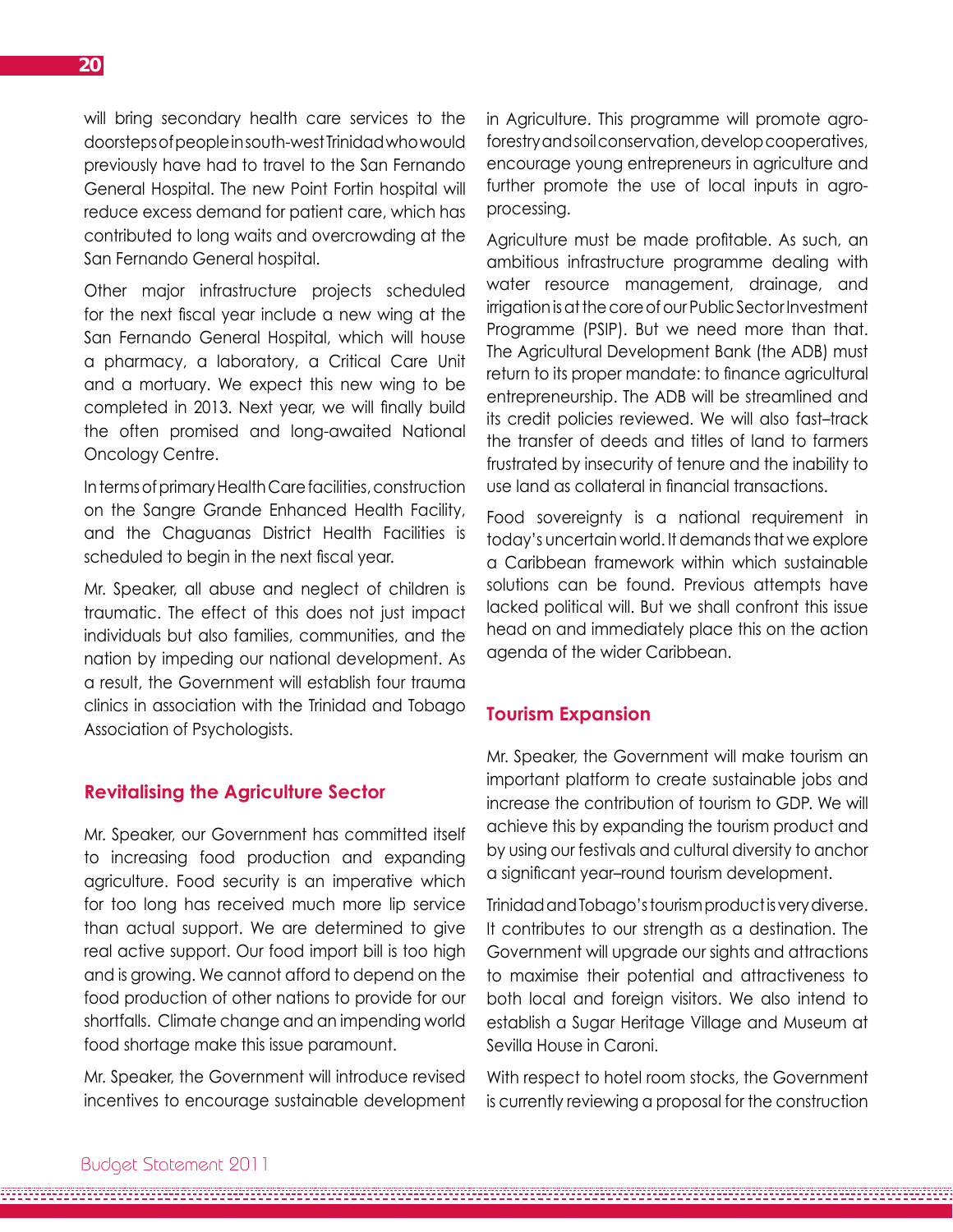will bring secondary health care services to the doorsteps of people in south-west Trinidad who would previously have had to travel to the San Fernando General Hospital. The new Point Fortin hospital will reduce excess demand for patient care, which has contributed to long waits and overcrowding at the San Fernando General hospital.

Other major infrastructure projects scheduled for the next fiscal year include a new wing at the San Fernando General Hospital, which will house a pharmacy, a laboratory, a Critical Care Unit and a mortuary. We expect this new wing to be completed in 2013. Next year, we will finally build the often promised and long-awaited National Oncology Centre.

In terms of primary Health Care facilities, construction on the Sangre Grande Enhanced Health Facility, and the Chaguanas District Health Facilities is scheduled to begin in the next fiscal year.

Mr. Speaker, all abuse and neglect of children is traumatic. The effect of this does not just impact individuals but also families, communities, and the nation by impeding our national development. As a result, the Government will establish four trauma clinics in association with the Trinidad and Tobago Association of Psychologists.

## Revitalising the Agriculture Sector

Mr. Speaker, our Government has committed itself to increasing food production and expanding agriculture. Food security is an imperative which for too long has received much more lip service than actual support. We are determined to give real active support. Our food import bill is too high and is growing. We cannot afford to depend on the food production of other nations to provide for our shortfalls. Climate change and an impending world food shortage make this issue paramount.

Mr. Speaker, the Government will introduce revised incentives to encourage sustainable development in Agriculture. This programme will promote agro-forestry and soil conservation, develop cooperatives, encourage young entrepreneurs in agriculture and further promote the use of local inputs in agro-processing.

Agriculture must be made profitable. As such, an ambitious infrastructure programme dealing with water resource management, drainage, and irrigation is at the core of our Public Sector Investment Programme (PSIP). But we need more than that. The Agricultural Development Bank (the ADB) must return to its proper mandate: to finance agricultural entrepreneurship. The ADB will be streamlined and its credit policies reviewed. We will also fast–track the transfer of deeds and titles of land to farmers frustrated by insecurity of tenure and the inability to use land as collateral in financial transactions.

Food sovereignty is a national requirement in today's uncertain world. It demands that we explore a Caribbean framework within which sustainable solutions can be found. Previous attempts have lacked political will. But we shall confront this issue head on and immediately place this on the action agenda of the wider Caribbean.

## Tourism Expansion

Mr. Speaker, the Government will make tourism an important platform to create sustainable jobs and increase the contribution of tourism to GDP. We will achieve this by expanding the tourism product and by using our festivals and cultural diversity to anchor a significant year–round tourism development.

Trinidad and Tobago's tourism product is very diverse. It contributes to our strength as a destination. The Government will upgrade our sights and attractions to maximise their potential and attractiveness to both local and foreign visitors. We also intend to establish a Sugar Heritage Village and Museum at Sevilla House in Caroni.

With respect to hotel room stocks, the Government is currently reviewing a proposal for the construction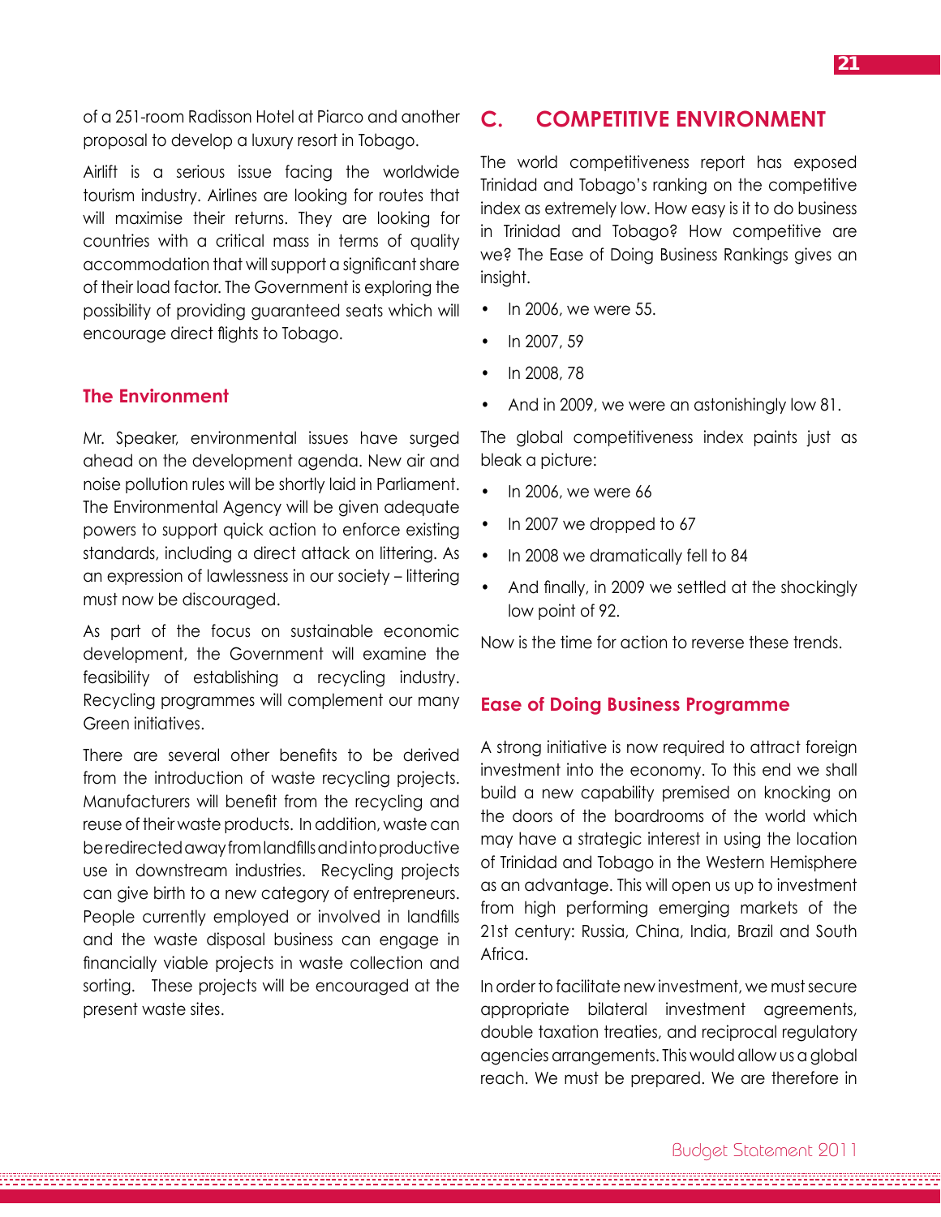of a 251-room Radisson Hotel at Piarco and another proposal to develop a luxury resort in Tobago.

Airlift is a serious issue facing the worldwide tourism industry. Airlines are looking for routes that will maximise their returns. They are looking for countries with a critical mass in terms of quality accommodation that will support a significant share of their load factor. The Government is exploring the possibility of providing guaranteed seats which will encourage direct flights to Tobago.

### The Environment

Mr. Speaker, environmental issues have surged ahead on the development agenda. New air and noise pollution rules will be shortly laid in Parliament. The Environmental Agency will be given adequate powers to support quick action to enforce existing standards, including a direct attack on littering. As an expression of lawlessness in our society – littering must now be discouraged.

As part of the focus on sustainable economic development, the Government will examine the feasibility of establishing a recycling industry. Recycling programmes will complement our many Green initiatives.

There are several other benefits to be derived from the introduction of waste recycling projects. Manufacturers will benefit from the recycling and reuse of their waste products. In addition, waste can be redirected away from landfills and into productive use in downstream industries. Recycling projects can give birth to a new category of entrepreneurs. People currently employed or involved in landfills and the waste disposal business can engage in financially viable projects in waste collection and sorting. These projects will be encouraged at the present waste sites.

## C. COMPETITIVE ENVIRONMENT

The world competitiveness report has exposed Trinidad and Tobago's ranking on the competitive index as extremely low. How easy is it to do business in Trinidad and Tobago? How competitive are we? The Ease of Doing Business Rankings gives an insight.

- In 2006, we were 55.
- In 2007, 59
- In 2008, 78
- And in 2009, we were an astonishingly low 81.

The global competitiveness index paints just as bleak a picture:

- In 2006, we were 66
- In 2007 we dropped to 67
- In 2008 we dramatically fell to 84
- And finally, in 2009 we settled at the shockingly low point of 92.

Now is the time for action to reverse these trends.

### Ease of Doing Business Programme

A strong initiative is now required to attract foreign investment into the economy. To this end we shall build a new capability premised on knocking on the doors of the boardrooms of the world which may have a strategic interest in using the location of Trinidad and Tobago in the Western Hemisphere as an advantage. This will open us up to investment from high performing emerging markets of the 21st century: Russia, China, India, Brazil and South Africa.

In order to facilitate new investment, we must secure appropriate bilateral investment agreements, double taxation treaties, and reciprocal regulatory agencies arrangements. This would allow us a global reach. We must be prepared. We are therefore in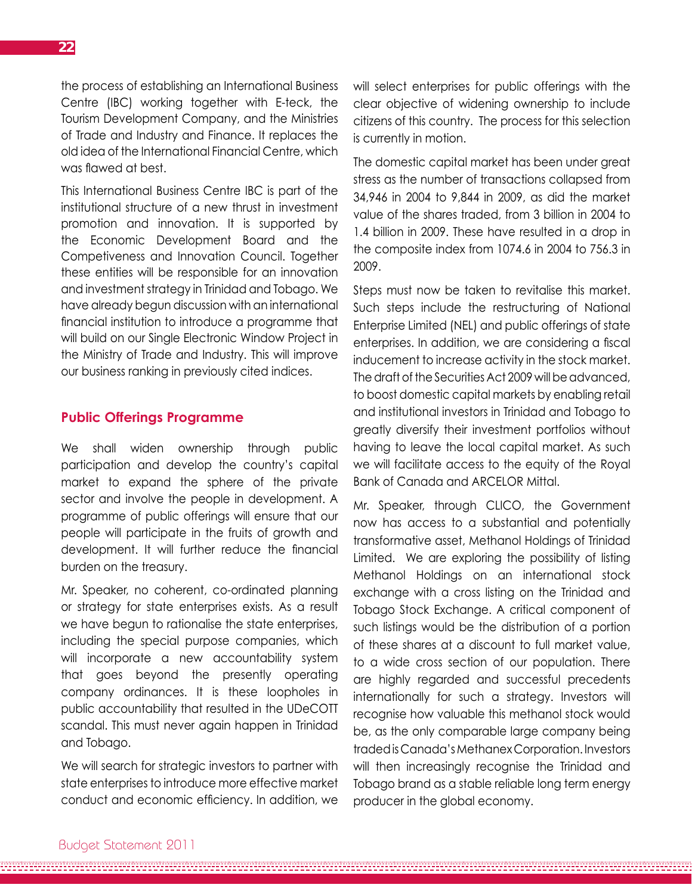the process of establishing an International Business Centre (IBC) working together with E-teck, the Tourism Development Company, and the Ministries of Trade and Industry and Finance. It replaces the old idea of the International Financial Centre, which was flawed at best.

This International Business Centre IBC is part of the institutional structure of a new thrust in investment promotion and innovation. It is supported by the Economic Development Board and the Competiveness and Innovation Council. Together these entities will be responsible for an innovation and investment strategy in Trinidad and Tobago. We have already begun discussion with an international financial institution to introduce a programme that will build on our Single Electronic Window Project in the Ministry of Trade and Industry. This will improve our business ranking in previously cited indices.

## Public Offerings Programme

We shall widen ownership through public participation and develop the country's capital market to expand the sphere of the private sector and involve the people in development. A programme of public offerings will ensure that our people will participate in the fruits of growth and development. It will further reduce the financial burden on the treasury.

Mr. Speaker, no coherent, co-ordinated planning or strategy for state enterprises exists. As a result we have begun to rationalise the state enterprises, including the special purpose companies, which will incorporate a new accountability system that goes beyond the presently operating company ordinances. It is these loopholes in public accountability that resulted in the UDeCOTT scandal. This must never again happen in Trinidad and Tobago.

We will search for strategic investors to partner with state enterprises to introduce more effective market conduct and economic efficiency. In addition, we will select enterprises for public offerings with the clear objective of widening ownership to include citizens of this country. The process for this selection is currently in motion.

The domestic capital market has been under great stress as the number of transactions collapsed from 34,946 in 2004 to 9,844 in 2009, as did the market value of the shares traded, from 3 billion in 2004 to 1.4 billion in 2009. These have resulted in a drop in the composite index from 1074.6 in 2004 to 756.3 in 2009.

Steps must now be taken to revitalise this market. Such steps include the restructuring of National Enterprise Limited (NEL) and public offerings of state enterprises. In addition, we are considering a fiscal inducement to increase activity in the stock market. The draft of the Securities Act 2009 will be advanced, to boost domestic capital markets by enabling retail and institutional investors in Trinidad and Tobago to greatly diversify their investment portfolios without having to leave the local capital market. As such we will facilitate access to the equity of the Royal Bank of Canada and ARCELOR Mittal.

Mr. Speaker, through CLICO, the Government now has access to a substantial and potentially transformative asset, Methanol Holdings of Trinidad Limited. We are exploring the possibility of listing Methanol Holdings on an international stock exchange with a cross listing on the Trinidad and Tobago Stock Exchange. A critical component of such listings would be the distribution of a portion of these shares at a discount to full market value, to a wide cross section of our population. There are highly regarded and successful precedents internationally for such a strategy. Investors will recognise how valuable this methanol stock would be, as the only comparable large company being traded is Canada's Methanex Corporation. Investors will then increasingly recognise the Trinidad and Tobago brand as a stable reliable long term energy producer in the global economy.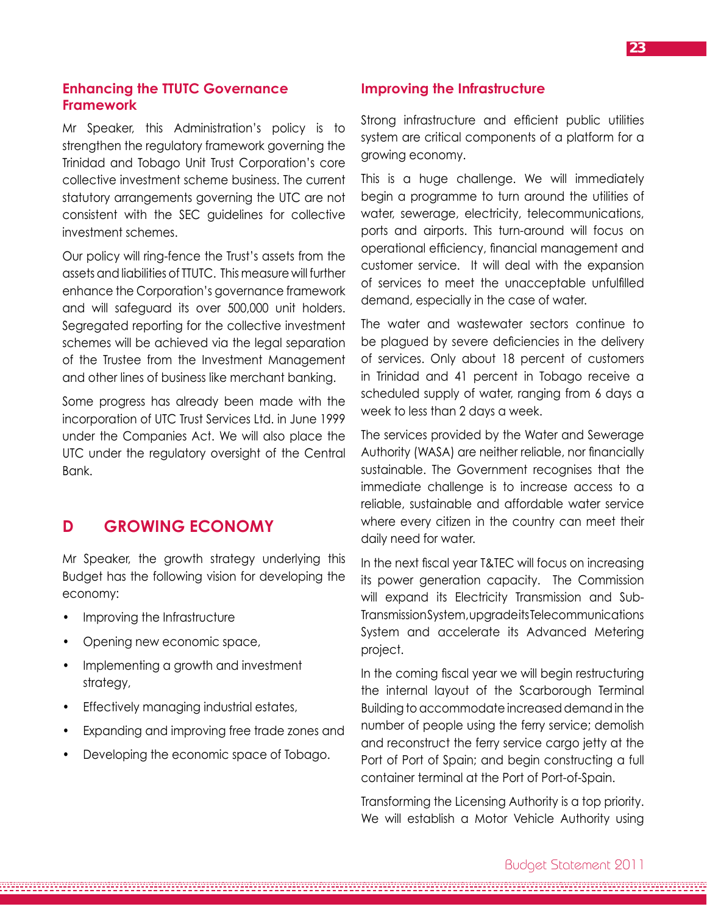### Enhancing the TTUTC Governance Framework

Mr Speaker, this Administration's policy is to strengthen the regulatory framework governing the Trinidad and Tobago Unit Trust Corporation's core collective investment scheme business. The current statutory arrangements governing the UTC are not consistent with the SEC guidelines for collective investment schemes.

Our policy will ring-fence the Trust's assets from the assets and liabilities of TTUTC. This measure will further enhance the Corporation's governance framework and will safeguard its over 500,000 unit holders. Segregated reporting for the collective investment schemes will be achieved via the legal separation of the Trustee from the Investment Management and other lines of business like merchant banking.

Some progress has already been made with the incorporation of UTC Trust Services Ltd. in June 1999 under the Companies Act. We will also place the UTC under the regulatory oversight of the Central Bank.

## D GROWING ECONOMY

Mr Speaker, the growth strategy underlying this Budget has the following vision for developing the economy:

- Improving the Infrastructure
- Opening new economic space,
- Implementing a growth and investment strategy,
- Effectively managing industrial estates,
- Expanding and improving free trade zones and
- Developing the economic space of Tobago.

### Improving the Infrastructure

Strong infrastructure and efficient public utilities system are critical components of a platform for a growing economy.

This is a huge challenge. We will immediately begin a programme to turn around the utilities of water, sewerage, electricity, telecommunications, ports and airports. This turn-around will focus on operational efficiency, financial management and customer service. It will deal with the expansion of services to meet the unacceptable unfulfilled demand, especially in the case of water.

The water and wastewater sectors continue to be plagued by severe deficiencies in the delivery of services. Only about 18 percent of customers in Trinidad and 41 percent in Tobago receive a scheduled supply of water, ranging from 6 days a week to less than 2 days a week.

The services provided by the Water and Sewerage Authority (WASA) are neither reliable, nor financially sustainable. The Government recognises that the immediate challenge is to increase access to a reliable, sustainable and affordable water service where every citizen in the country can meet their daily need for water.

In the next fiscal year T&TEC will focus on increasing its power generation capacity. The Commission will expand its Electricity Transmission and Sub-Transmission System, upgrade its Telecommunications System and accelerate its Advanced Metering project.

In the coming fiscal year we will begin restructuring the internal layout of the Scarborough Terminal Building to accommodate increased demand in the number of people using the ferry service; demolish and reconstruct the ferry service cargo jetty at the Port of Port of Spain; and begin constructing a full container terminal at the Port of Port-of-Spain.

Transforming the Licensing Authority is a top priority. We will establish a Motor Vehicle Authority using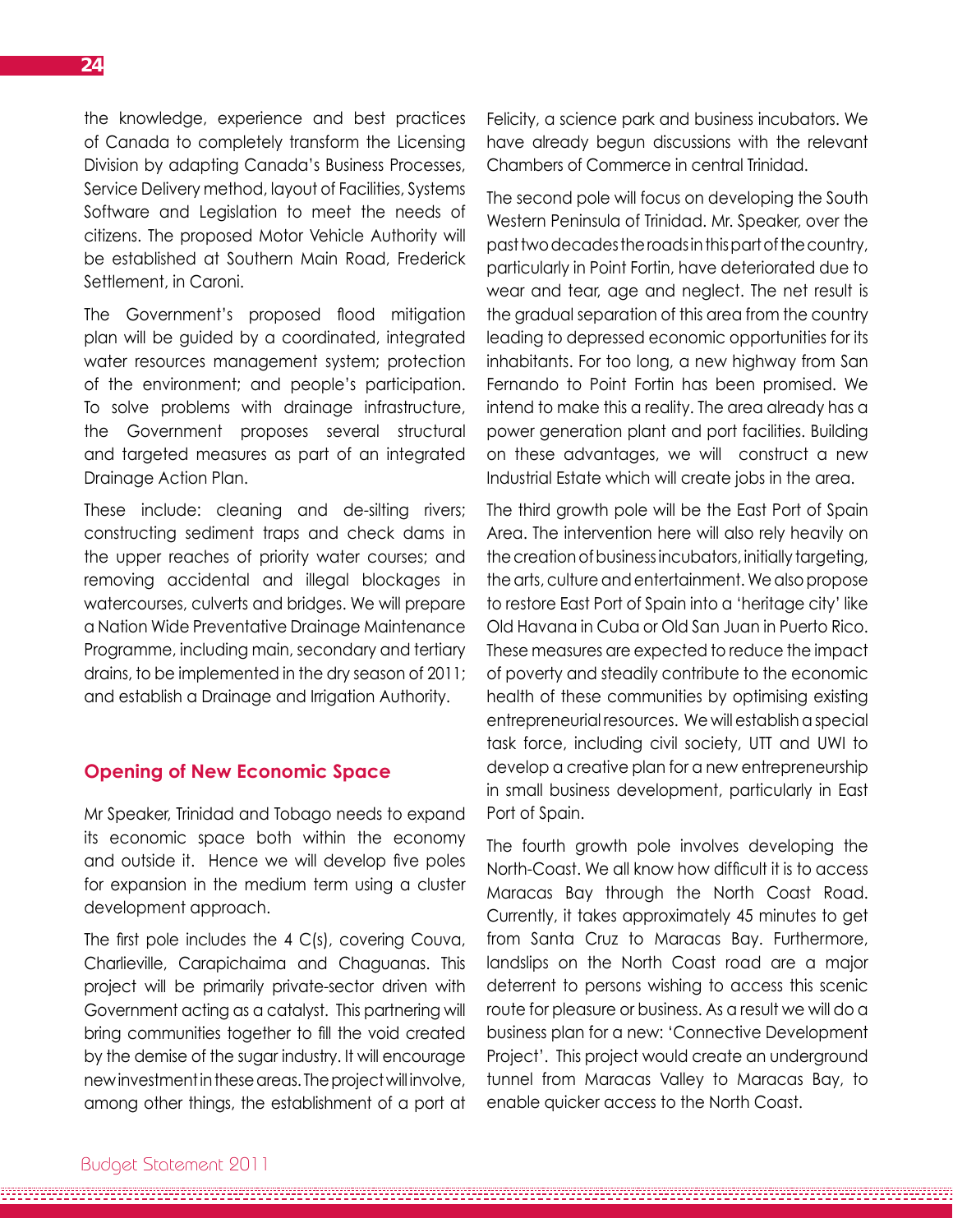the knowledge, experience and best practices of Canada to completely transform the Licensing Division by adapting Canada's Business Processes, Service Delivery method, layout of Facilities, Systems Software and Legislation to meet the needs of citizens. The proposed Motor Vehicle Authority will be established at Southern Main Road, Frederick Settlement, in Caroni.

The Government's proposed flood mitigation plan will be guided by a coordinated, integrated water resources management system; protection of the environment; and people's participation. To solve problems with drainage infrastructure, the Government proposes several structural and targeted measures as part of an integrated Drainage Action Plan.

These include: cleaning and de-silting rivers; constructing sediment traps and check dams in the upper reaches of priority water courses; and removing accidental and illegal blockages in watercourses, culverts and bridges. We will prepare a Nation Wide Preventative Drainage Maintenance Programme, including main, secondary and tertiary drains, to be implemented in the dry season of 2011; and establish a Drainage and Irrigation Authority.

## Opening of New Economic Space

Mr Speaker, Trinidad and Tobago needs to expand its economic space both within the economy and outside it. Hence we will develop five poles for expansion in the medium term using a cluster development approach.

The first pole includes the 4 C(s), covering Couva, Charlieville, Carapichaima and Chaguanas. This project will be primarily private-sector driven with Government acting as a catalyst. This partnering will bring communities together to fill the void created by the demise of the sugar industry. It will encourage new investment in these areas. The project will involve, among other things, the establishment of a port at Felicity, a science park and business incubators. We have already begun discussions with the relevant Chambers of Commerce in central Trinidad.

The second pole will focus on developing the South Western Peninsula of Trinidad. Mr. Speaker, over the past two decades the roads in this part of the country, particularly in Point Fortin, have deteriorated due to wear and tear, age and neglect. The net result is the gradual separation of this area from the country leading to depressed economic opportunities for its inhabitants. For too long, a new highway from San Fernando to Point Fortin has been promised. We intend to make this a reality. The area already has a power generation plant and port facilities. Building on these advantages, we will construct a new Industrial Estate which will create jobs in the area.

The third growth pole will be the East Port of Spain Area. The intervention here will also rely heavily on the creation of business incubators, initially targeting, the arts, culture and entertainment. We also propose to restore East Port of Spain into a 'heritage city' like Old Havana in Cuba or Old San Juan in Puerto Rico. These measures are expected to reduce the impact of poverty and steadily contribute to the economic health of these communities by optimising existing entrepreneurial resources. We will establish a special task force, including civil society, UTT and UWI to develop a creative plan for a new entrepreneurship in small business development, particularly in East Port of Spain.

The fourth growth pole involves developing the North-Coast. We all know how difficult it is to access Maracas Bay through the North Coast Road. Currently, it takes approximately 45 minutes to get from Santa Cruz to Maracas Bay. Furthermore, landslips on the North Coast road are a major deterrent to persons wishing to access this scenic route for pleasure or business. As a result we will do a business plan for a new: 'Connective Development Project'. This project would create an underground tunnel from Maracas Valley to Maracas Bay, to enable quicker access to the North Coast.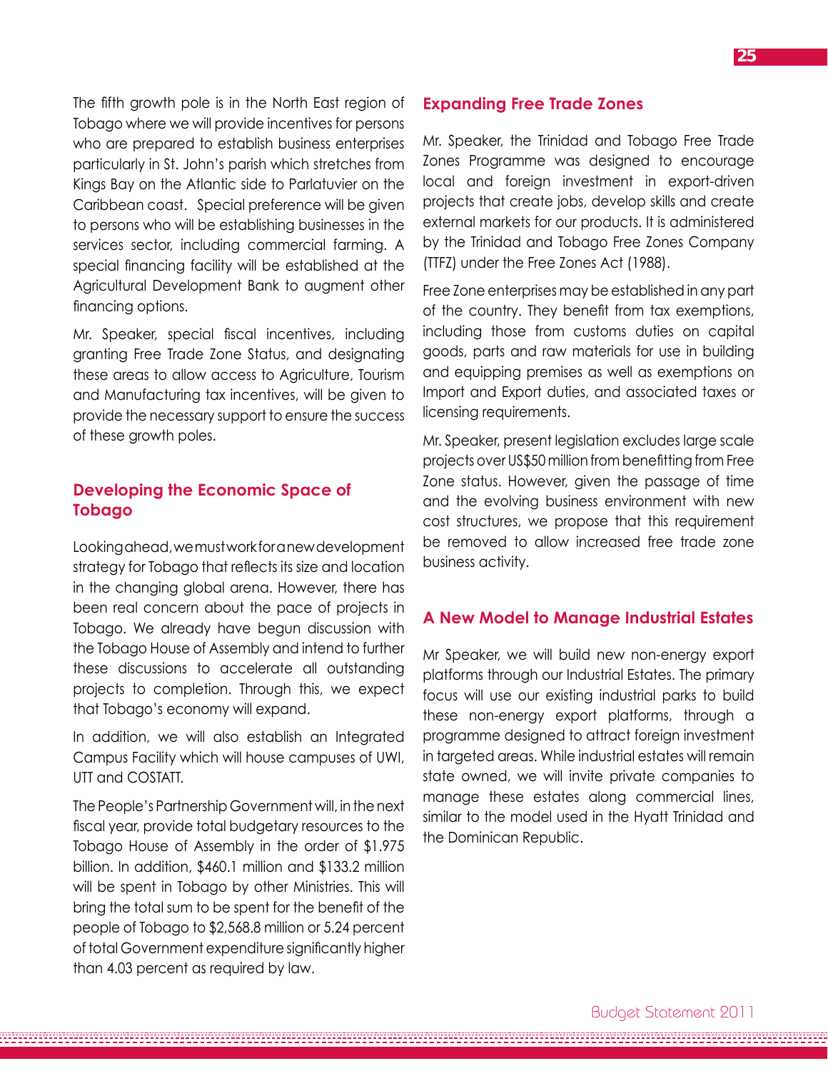The fifth growth pole is in the North East region of Tobago where we will provide incentives for persons who are prepared to establish business enterprises particularly in St. John's parish which stretches from Kings Bay on the Atlantic side to Parlatuvier on the Caribbean coast. Special preference will be given to persons who will be establishing businesses in the services sector, including commercial farming. A special financing facility will be established at the Agricultural Development Bank to augment other financing options.

Mr. Speaker, special fiscal incentives, including granting Free Trade Zone Status, and designating these areas to allow access to Agriculture, Tourism and Manufacturing tax incentives, will be given to provide the necessary support to ensure the success of these growth poles.

## Developing the Economic Space of Tobago

Looking ahead, we must work for a new development strategy for Tobago that reflects its size and location in the changing global arena. However, there has been real concern about the pace of projects in Tobago. We already have begun discussion with the Tobago House of Assembly and intend to further these discussions to accelerate all outstanding projects to completion. Through this, we expect that Tobago's economy will expand.

In addition, we will also establish an Integrated Campus Facility which will house campuses of UWI, UTT and COSTATT.

The People's Partnership Government will, in the next fiscal year, provide total budgetary resources to the Tobago House of Assembly in the order of $1.975 billion. In addition, $460.1 million and $133.2 million will be spent in Tobago by other Ministries. This will bring the total sum to be spent for the benefit of the people of Tobago to $2,568.8 million or 5.24 percent of total Government expenditure significantly higher than 4.03 percent as required by law.

## Expanding Free Trade Zones

Mr. Speaker, the Trinidad and Tobago Free Trade Zones Programme was designed to encourage local and foreign investment in export-driven projects that create jobs, develop skills and create external markets for our products. It is administered by the Trinidad and Tobago Free Zones Company (TTFZ) under the Free Zones Act (1988).

Free Zone enterprises may be established in any part of the country. They benefit from tax exemptions, including those from customs duties on capital goods, parts and raw materials for use in building and equipping premises as well as exemptions on Import and Export duties, and associated taxes or licensing requirements.

Mr. Speaker, present legislation excludes large scale projects over US$50 million from benefitting from Free Zone status. However, given the passage of time and the evolving business environment with new cost structures, we propose that this requirement be removed to allow increased free trade zone business activity.

## A New Model to Manage Industrial Estates

Mr Speaker, we will build new non-energy export platforms through our Industrial Estates. The primary focus will use our existing industrial parks to build these non-energy export platforms, through a programme designed to attract foreign investment in targeted areas. While industrial estates will remain state owned, we will invite private companies to manage these estates along commercial lines, similar to the model used in the Hyatt Trinidad and the Dominican Republic.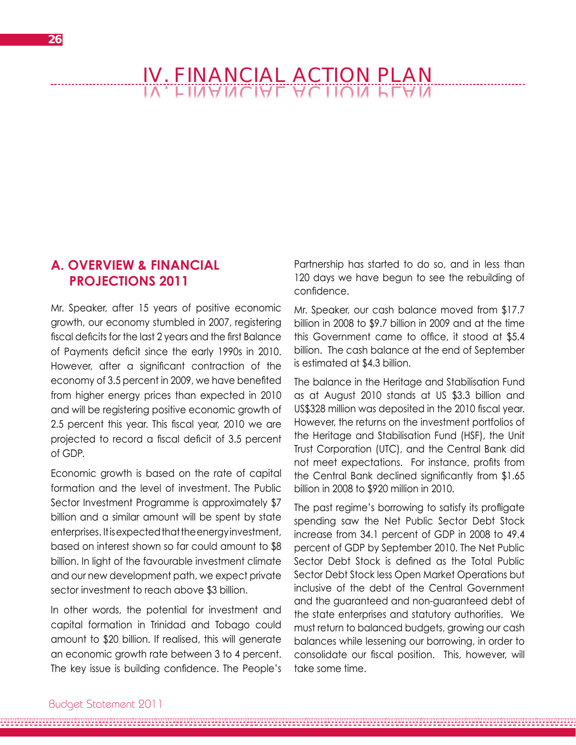# IV. FINANCIAL ACTION PLAN

## A. OVERVIEW & FINANCIAL PROJECTIONS 2011

Mr. Speaker, after 15 years of positive economic growth, our economy stumbled in 2007, registering fiscal deficits for the last 2 years and the first Balance of Payments deficit since the early 1990s in 2010. However, after a significant contraction of the economy of 3.5 percent in 2009, we have benefited from higher energy prices than expected in 2010 and will be registering positive economic growth of 2.5 percent this year. This fiscal year, 2010 we are projected to record a fiscal deficit of 3.5 percent of GDP.

Economic growth is based on the rate of capital formation and the level of investment. The Public Sector Investment Programme is approximately $7 billion and a similar amount will be spent by state enterprises. It is expected that the energy investment, based on interest shown so far could amount to $8 billion. In light of the favourable investment climate and our new development path, we expect private sector investment to reach above $3 billion.

In other words, the potential for investment and capital formation in Trinidad and Tobago could amount to $20 billion. If realised, this will generate an economic growth rate between 3 to 4 percent. The key issue is building confidence. The People's Partnership has started to do so, and in less than 120 days we have begun to see the rebuilding of confidence.

Mr. Speaker, our cash balance moved from $17.7 billion in 2008 to $9.7 billion in 2009 and at the time this Government came to office, it stood at $5.4 billion. The cash balance at the end of September is estimated at $4.3 billion.

The balance in the Heritage and Stabilisation Fund as at August 2010 stands at US $3.3 billion and US$328 million was deposited in the 2010 fiscal year. However, the returns on the investment portfolios of the Heritage and Stabilisation Fund (HSF), the Unit Trust Corporation (UTC), and the Central Bank did not meet expectations. For instance, profits from the Central Bank declined significantly from $1.65 billion in 2008 to $920 million in 2010.

The past regime's borrowing to satisfy its profligate spending saw the Net Public Sector Debt Stock increase from 34.1 percent of GDP in 2008 to 49.4 percent of GDP by September 2010. The Net Public Sector Debt Stock is defined as the Total Public Sector Debt Stock less Open Market Operations but inclusive of the debt of the Central Government and the guaranteed and non-guaranteed debt of the state enterprises and statutory authorities. We must return to balanced budgets, growing our cash balances while lessening our borrowing, in order to consolidate our fiscal position. This, however, will take some time.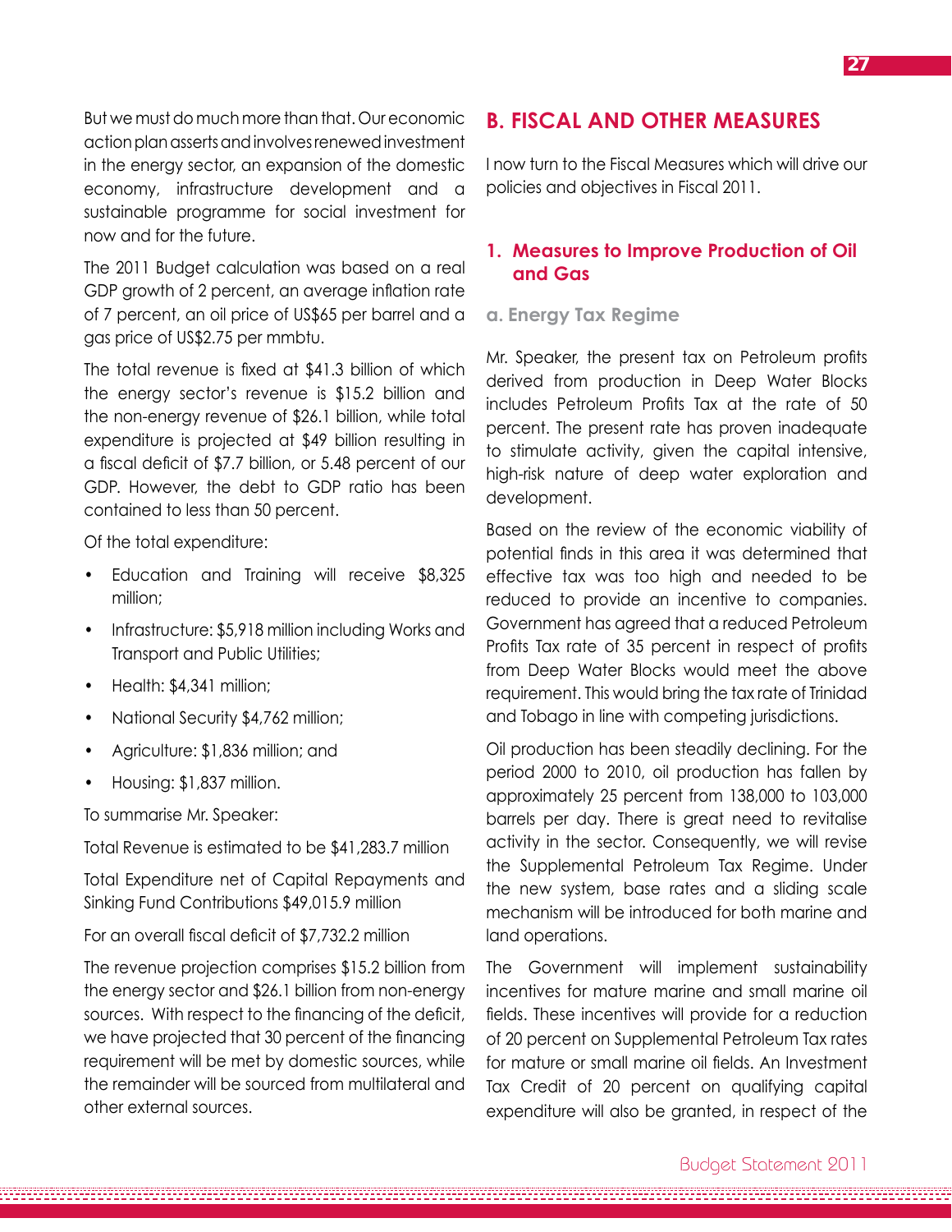But we must do much more than that. Our economic action plan asserts and involves renewed investment in the energy sector, an expansion of the domestic economy, infrastructure development and a sustainable programme for social investment for now and for the future.

The 2011 Budget calculation was based on a real GDP growth of 2 percent, an average inflation rate of 7 percent, an oil price of US$65 per barrel and a gas price of US$2.75 per mmbtu.

The total revenue is fixed at $41.3 billion of which the energy sector's revenue is $15.2 billion and the non-energy revenue of $26.1 billion, while total expenditure is projected at $49 billion resulting in a fiscal deficit of $7.7 billion, or 5.48 percent of our GDP. However, the debt to GDP ratio has been contained to less than 50 percent.

Of the total expenditure:

- Education and Training will receive $8,325 million;
- Infrastructure: $5,918 million including Works and Transport and Public Utilities;
- Health: $4,341 million;
- National Security $4,762 million;
- Agriculture: $1,836 million; and
- Housing: $1,837 million.

To summarise Mr. Speaker:

Total Revenue is estimated to be $41,283.7 million

Total Expenditure net of Capital Repayments and Sinking Fund Contributions $49,015.9 million

For an overall fiscal deficit of $7,732.2 million

The revenue projection comprises $15.2 billion from the energy sector and $26.1 billion from non-energy sources. With respect to the financing of the deficit, we have projected that 30 percent of the financing requirement will be met by domestic sources, while the remainder will be sourced from multilateral and other external sources.

## B. FISCAL AND OTHER MEASURES

I now turn to the Fiscal Measures which will drive our policies and objectives in Fiscal 2011.

### 1. Measures to Improve Production of Oil and Gas

#### a. Energy Tax Regime

Mr. Speaker, the present tax on Petroleum profits derived from production in Deep Water Blocks includes Petroleum Profits Tax at the rate of 50 percent. The present rate has proven inadequate to stimulate activity, given the capital intensive, high-risk nature of deep water exploration and development.

Based on the review of the economic viability of potential finds in this area it was determined that effective tax was too high and needed to be reduced to provide an incentive to companies. Government has agreed that a reduced Petroleum Profits Tax rate of 35 percent in respect of profits from Deep Water Blocks would meet the above requirement. This would bring the tax rate of Trinidad and Tobago in line with competing jurisdictions.

Oil production has been steadily declining. For the period 2000 to 2010, oil production has fallen by approximately 25 percent from 138,000 to 103,000 barrels per day. There is great need to revitalise activity in the sector. Consequently, we will revise the Supplemental Petroleum Tax Regime. Under the new system, base rates and a sliding scale mechanism will be introduced for both marine and land operations.

The Government will implement sustainability incentives for mature marine and small marine oil fields. These incentives will provide for a reduction of 20 percent on Supplemental Petroleum Tax rates for mature or small marine oil fields. An Investment Tax Credit of 20 percent on qualifying capital expenditure will also be granted, in respect of the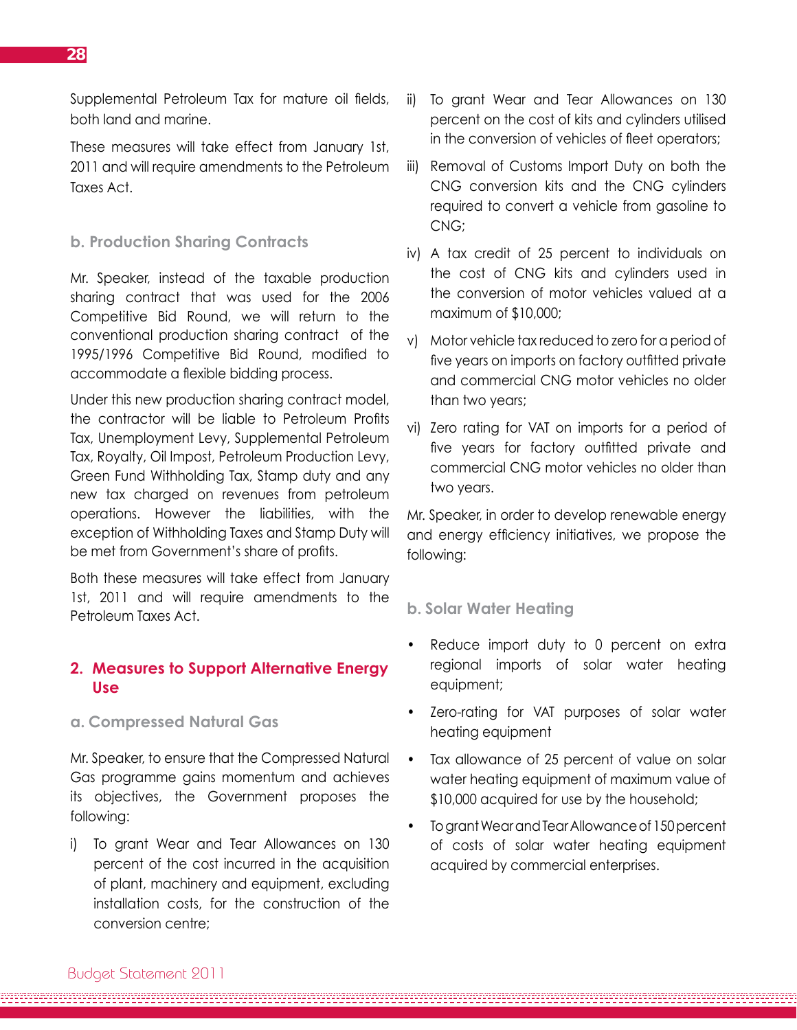Supplemental Petroleum Tax for mature oil fields, both land and marine.

These measures will take effect from January 1st, 2011 and will require amendments to the Petroleum Taxes Act.

### b. Production Sharing Contracts

Mr. Speaker, instead of the taxable production sharing contract that was used for the 2006 Competitive Bid Round, we will return to the conventional production sharing contract of the 1995/1996 Competitive Bid Round, modified to accommodate a flexible bidding process.

Under this new production sharing contract model, the contractor will be liable to Petroleum Profits Tax, Unemployment Levy, Supplemental Petroleum Tax, Royalty, Oil Impost, Petroleum Production Levy, Green Fund Withholding Tax, Stamp duty and any new tax charged on revenues from petroleum operations. However the liabilities, with the exception of Withholding Taxes and Stamp Duty will be met from Government's share of profits.

Both these measures will take effect from January 1st, 2011 and will require amendments to the Petroleum Taxes Act.

## 2. Measures to Support Alternative Energy Use

### a. Compressed Natural Gas

Mr. Speaker, to ensure that the Compressed Natural Gas programme gains momentum and achieves its objectives, the Government proposes the following:

i) To grant Wear and Tear Allowances on 130 percent of the cost incurred in the acquisition of plant, machinery and equipment, excluding installation costs, for the construction of the conversion centre;

ii) To grant Wear and Tear Allowances on 130 percent on the cost of kits and cylinders utilised in the conversion of vehicles of fleet operators;

iii) Removal of Customs Import Duty on both the CNG conversion kits and the CNG cylinders required to convert a vehicle from gasoline to CNG;

iv) A tax credit of 25 percent to individuals on the cost of CNG kits and cylinders used in the conversion of motor vehicles valued at a maximum of $10,000;

v) Motor vehicle tax reduced to zero for a period of five years on imports on factory outfitted private and commercial CNG motor vehicles no older than two years;

vi) Zero rating for VAT on imports for a period of five years for factory outfitted private and commercial CNG motor vehicles no older than two years.

Mr. Speaker, in order to develop renewable energy and energy efficiency initiatives, we propose the following:

### b. Solar Water Heating

- Reduce import duty to 0 percent on extra regional imports of solar water heating equipment;
- Zero-rating for VAT purposes of solar water heating equipment
- Tax allowance of 25 percent of value on solar water heating equipment of maximum value of $10,000 acquired for use by the household;
- To grant Wear and Tear Allowance of 150 percent of costs of solar water heating equipment acquired by commercial enterprises.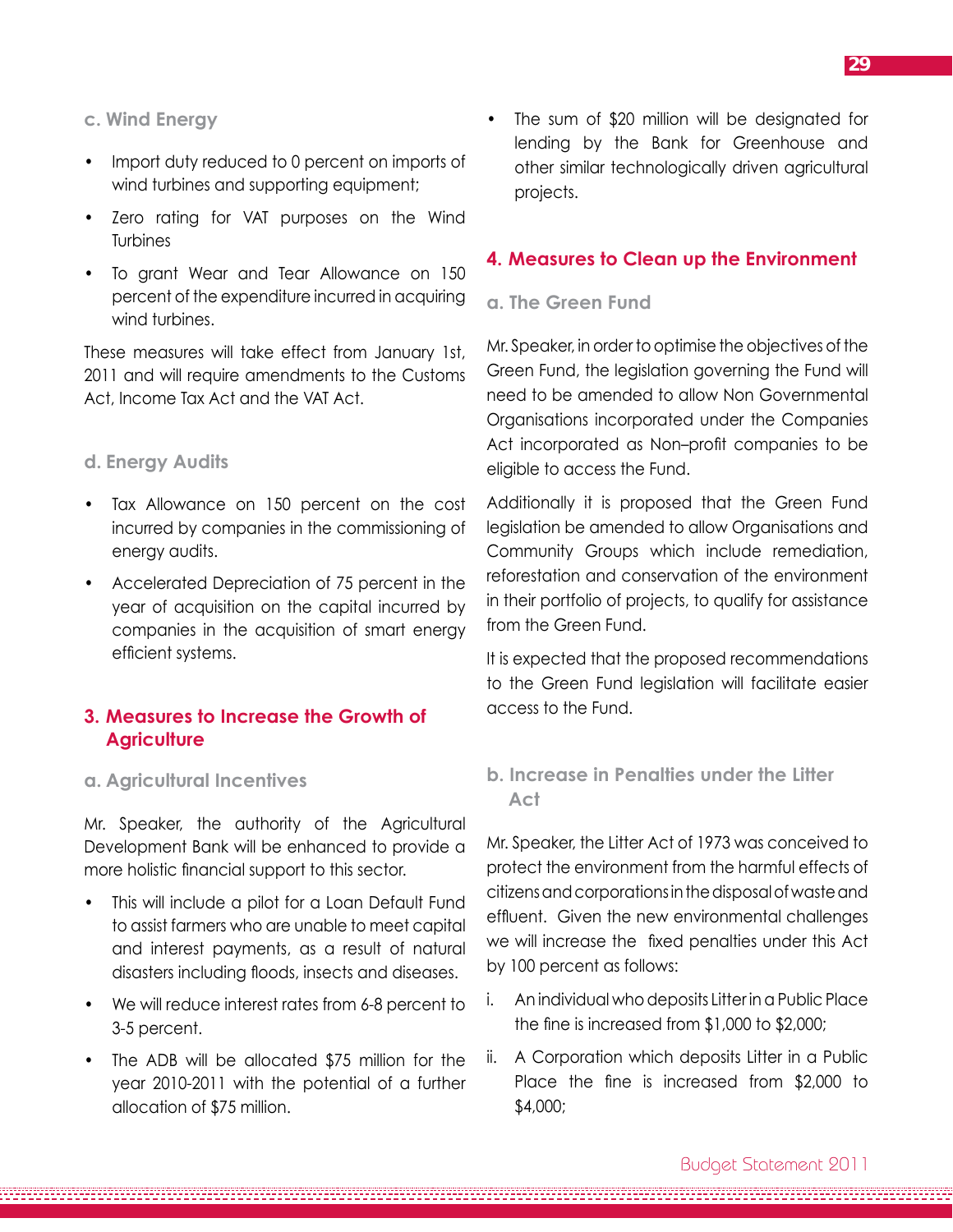### c. Wind Energy

- Import duty reduced to 0 percent on imports of wind turbines and supporting equipment;
- Zero rating for VAT purposes on the Wind Turbines
- To grant Wear and Tear Allowance on 150 percent of the expenditure incurred in acquiring wind turbines.

These measures will take effect from January 1st, 2011 and will require amendments to the Customs Act, Income Tax Act and the VAT Act.

### d. Energy Audits

- Tax Allowance on 150 percent on the cost incurred by companies in the commissioning of energy audits.
- Accelerated Depreciation of 75 percent in the year of acquisition on the capital incurred by companies in the acquisition of smart energy efficient systems.

## 3. Measures to Increase the Growth of Agriculture

### a. Agricultural Incentives

Mr. Speaker, the authority of the Agricultural Development Bank will be enhanced to provide a more holistic financial support to this sector.

- This will include a pilot for a Loan Default Fund to assist farmers who are unable to meet capital and interest payments, as a result of natural disasters including floods, insects and diseases.
- We will reduce interest rates from 6-8 percent to 3-5 percent.
- The ADB will be allocated $75 million for the year 2010-2011 with the potential of a further allocation of $75 million.
- The sum of $20 million will be designated for lending by the Bank for Greenhouse and other similar technologically driven agricultural projects.

## 4. Measures to Clean up the Environment

### a. The Green Fund

Mr. Speaker, in order to optimise the objectives of the Green Fund, the legislation governing the Fund will need to be amended to allow Non Governmental Organisations incorporated under the Companies Act incorporated as Non–profit companies to be eligible to access the Fund.

Additionally it is proposed that the Green Fund legislation be amended to allow Organisations and Community Groups which include remediation, reforestation and conservation of the environment in their portfolio of projects, to qualify for assistance from the Green Fund.

It is expected that the proposed recommendations to the Green Fund legislation will facilitate easier access to the Fund.

### b. Increase in Penalties under the Litter Act

Mr. Speaker, the Litter Act of 1973 was conceived to protect the environment from the harmful effects of citizens and corporations in the disposal of waste and effluent. Given the new environmental challenges we will increase the fixed penalties under this Act by 100 percent as follows:

i. An individual who deposits Litter in a Public Place the fine is increased from $1,000 to $2,000;

ii. A Corporation which deposits Litter in a Public Place the fine is increased from $2,000 to $4,000;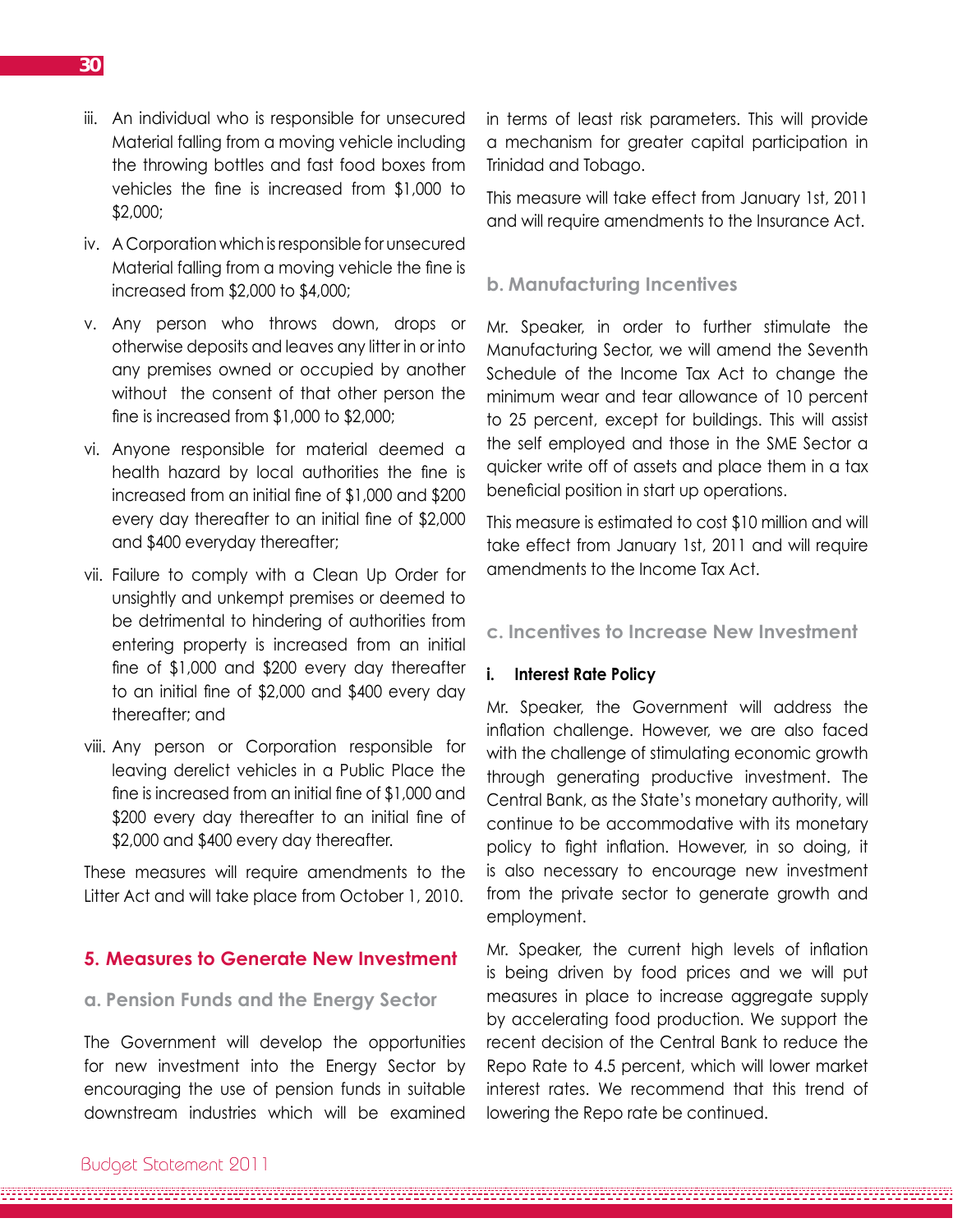iii. An individual who is responsible for unsecured Material falling from a moving vehicle including the throwing bottles and fast food boxes from vehicles the fine is increased from $1,000 to $2,000;

iv. A Corporation which is responsible for unsecured Material falling from a moving vehicle the fine is increased from $2,000 to $4,000;

v. Any person who throws down, drops or otherwise deposits and leaves any litter in or into any premises owned or occupied by another without the consent of that other person the fine is increased from $1,000 to $2,000;

vi. Anyone responsible for material deemed a health hazard by local authorities the fine is increased from an initial fine of $1,000 and $200 every day thereafter to an initial fine of $2,000 and $400 everyday thereafter;

vii. Failure to comply with a Clean Up Order for unsightly and unkempt premises or deemed to be detrimental to hindering of authorities from entering property is increased from an initial fine of $1,000 and $200 every day thereafter to an initial fine of $2,000 and $400 every day thereafter; and

viii. Any person or Corporation responsible for leaving derelict vehicles in a Public Place the fine is increased from an initial fine of $1,000 and $200 every day thereafter to an initial fine of $2,000 and $400 every day thereafter.

These measures will require amendments to the Litter Act and will take place from October 1, 2010.

## 5. Measures to Generate New Investment

### a. Pension Funds and the Energy Sector

The Government will develop the opportunities for new investment into the Energy Sector by encouraging the use of pension funds in suitable downstream industries which will be examined in terms of least risk parameters. This will provide a mechanism for greater capital participation in Trinidad and Tobago.

This measure will take effect from January 1st, 2011 and will require amendments to the Insurance Act.

### b. Manufacturing Incentives

Mr. Speaker, in order to further stimulate the Manufacturing Sector, we will amend the Seventh Schedule of the Income Tax Act to change the minimum wear and tear allowance of 10 percent to 25 percent, except for buildings. This will assist the self employed and those in the SME Sector a quicker write off of assets and place them in a tax beneficial position in start up operations.

This measure is estimated to cost $10 million and will take effect from January 1st, 2011 and will require amendments to the Income Tax Act.

### c. Incentives to Increase New Investment

#### i. Interest Rate Policy

Mr. Speaker, the Government will address the inflation challenge. However, we are also faced with the challenge of stimulating economic growth through generating productive investment. The Central Bank, as the State's monetary authority, will continue to be accommodative with its monetary policy to fight inflation. However, in so doing, it is also necessary to encourage new investment from the private sector to generate growth and employment.

Mr. Speaker, the current high levels of inflation is being driven by food prices and we will put measures in place to increase aggregate supply by accelerating food production. We support the recent decision of the Central Bank to reduce the Repo Rate to 4.5 percent, which will lower market interest rates. We recommend that this trend of lowering the Repo rate be continued.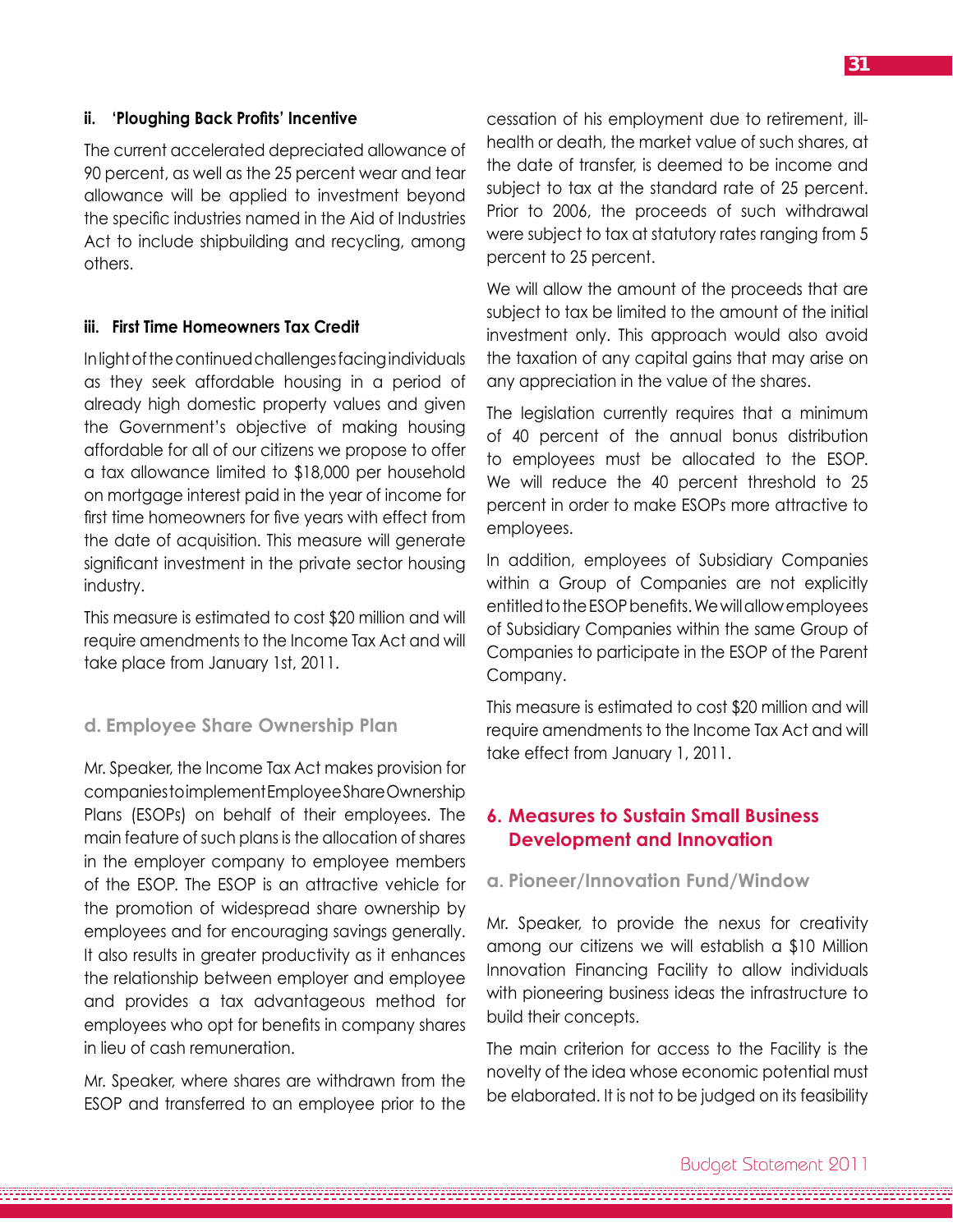#### ii. 'Ploughing Back Profits' Incentive

The current accelerated depreciated allowance of 90 percent, as well as the 25 percent wear and tear allowance will be applied to investment beyond the specific industries named in the Aid of Industries Act to include shipbuilding and recycling, among others.

#### iii. First Time Homeowners Tax Credit

In light of the continued challenges facing individuals as they seek affordable housing in a period of already high domestic property values and given the Government's objective of making housing affordable for all of our citizens we propose to offer a tax allowance limited to $18,000 per household on mortgage interest paid in the year of income for first time homeowners for five years with effect from the date of acquisition. This measure will generate significant investment in the private sector housing industry.

This measure is estimated to cost $20 million and will require amendments to the Income Tax Act and will take place from January 1st, 2011.

### d. Employee Share Ownership Plan

Mr. Speaker, the Income Tax Act makes provision for companies to implement Employee Share Ownership Plans (ESOPs) on behalf of their employees. The main feature of such plans is the allocation of shares in the employer company to employee members of the ESOP. The ESOP is an attractive vehicle for the promotion of widespread share ownership by employees and for encouraging savings generally. It also results in greater productivity as it enhances the relationship between employer and employee and provides a tax advantageous method for employees who opt for benefits in company shares in lieu of cash remuneration.

Mr. Speaker, where shares are withdrawn from the ESOP and transferred to an employee prior to the cessation of his employment due to retirement, ill-health or death, the market value of such shares, at the date of transfer, is deemed to be income and subject to tax at the standard rate of 25 percent. Prior to 2006, the proceeds of such withdrawal were subject to tax at statutory rates ranging from 5 percent to 25 percent.

We will allow the amount of the proceeds that are subject to tax be limited to the amount of the initial investment only. This approach would also avoid the taxation of any capital gains that may arise on any appreciation in the value of the shares.

The legislation currently requires that a minimum of 40 percent of the annual bonus distribution to employees must be allocated to the ESOP. We will reduce the 40 percent threshold to 25 percent in order to make ESOPs more attractive to employees.

In addition, employees of Subsidiary Companies within a Group of Companies are not explicitly entitled to the ESOP benefits. We will allow employees of Subsidiary Companies within the same Group of Companies to participate in the ESOP of the Parent Company.

This measure is estimated to cost $20 million and will require amendments to the Income Tax Act and will take effect from January 1, 2011.

## 6. Measures to Sustain Small Business Development and Innovation

### a. Pioneer/Innovation Fund/Window

Mr. Speaker, to provide the nexus for creativity among our citizens we will establish a $10 Million Innovation Financing Facility to allow individuals with pioneering business ideas the infrastructure to build their concepts.

The main criterion for access to the Facility is the novelty of the idea whose economic potential must be elaborated. It is not to be judged on its feasibility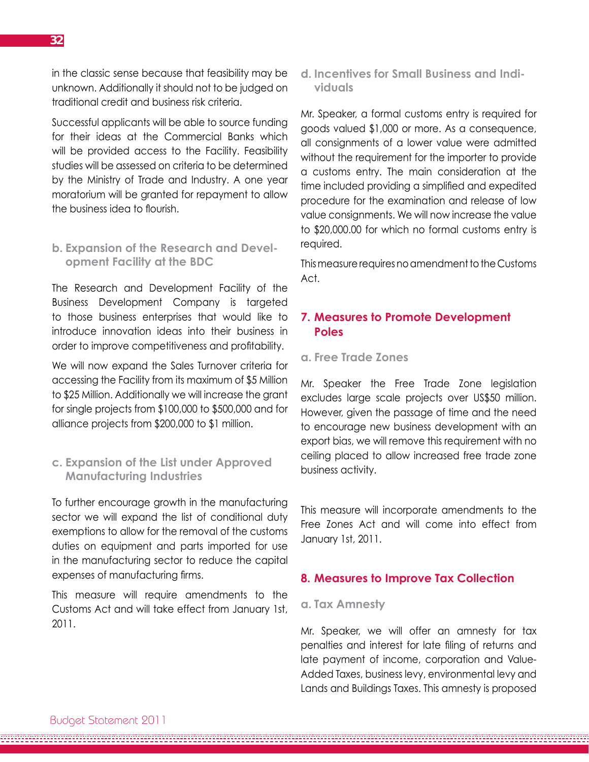in the classic sense because that feasibility may be unknown. Additionally it should not to be judged on traditional credit and business risk criteria.

Successful applicants will be able to source funding for their ideas at the Commercial Banks which will be provided access to the Facility. Feasibility studies will be assessed on criteria to be determined by the Ministry of Trade and Industry. A one year moratorium will be granted for repayment to allow the business idea to flourish.

### b. Expansion of the Research and Development Facility at the BDC

The Research and Development Facility of the Business Development Company is targeted to those business enterprises that would like to introduce innovation ideas into their business in order to improve competitiveness and profitability.

We will now expand the Sales Turnover criteria for accessing the Facility from its maximum of $5 Million to $25 Million. Additionally we will increase the grant for single projects from $100,000 to $500,000 and for alliance projects from $200,000 to $1 million.

### c. Expansion of the List under Approved Manufacturing Industries

To further encourage growth in the manufacturing sector we will expand the list of conditional duty exemptions to allow for the removal of the customs duties on equipment and parts imported for use in the manufacturing sector to reduce the capital expenses of manufacturing firms.

This measure will require amendments to the Customs Act and will take effect from January 1st, 2011.

### d. Incentives for Small Business and Individuals

Mr. Speaker, a formal customs entry is required for goods valued $1,000 or more. As a consequence, all consignments of a lower value were admitted without the requirement for the importer to provide a customs entry. The main consideration at the time included providing a simplified and expedited procedure for the examination and release of low value consignments. We will now increase the value to $20,000.00 for which no formal customs entry is required.

This measure requires no amendment to the Customs Act.

## 7. Measures to Promote Development Poles

### a. Free Trade Zones

Mr. Speaker the Free Trade Zone legislation excludes large scale projects over US$50 million. However, given the passage of time and the need to encourage new business development with an export bias, we will remove this requirement with no ceiling placed to allow increased free trade zone business activity.

This measure will incorporate amendments to the Free Zones Act and will come into effect from January 1st, 2011.

## 8. Measures to Improve Tax Collection

### a. Tax Amnesty

Mr. Speaker, we will offer an amnesty for tax penalties and interest for late filing of returns and late payment of income, corporation and Value-Added Taxes, business levy, environmental levy and Lands and Buildings Taxes. This amnesty is proposed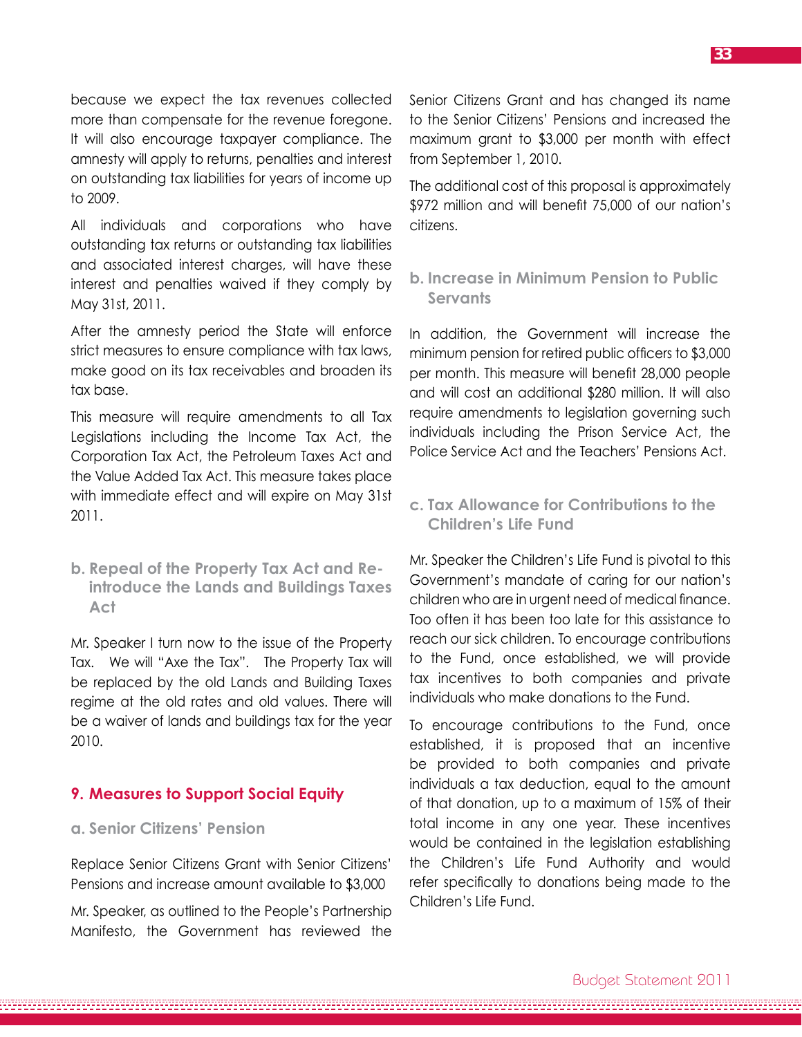because we expect the tax revenues collected more than compensate for the revenue foregone. It will also encourage taxpayer compliance. The amnesty will apply to returns, penalties and interest on outstanding tax liabilities for years of income up to 2009.

All individuals and corporations who have outstanding tax returns or outstanding tax liabilities and associated interest charges, will have these interest and penalties waived if they comply by May 31st, 2011.

After the amnesty period the State will enforce strict measures to ensure compliance with tax laws, make good on its tax receivables and broaden its tax base.

This measure will require amendments to all Tax Legislations including the Income Tax Act, the Corporation Tax Act, the Petroleum Taxes Act and the Value Added Tax Act. This measure takes place with immediate effect and will expire on May 31st 2011.

### b. Repeal of the Property Tax Act and Re-introduce the Lands and Buildings Taxes Act

Mr. Speaker I turn now to the issue of the Property Tax. We will "Axe the Tax". The Property Tax will be replaced by the old Lands and Building Taxes regime at the old rates and old values. There will be a waiver of lands and buildings tax for the year 2010.

## 9. Measures to Support Social Equity

### a. Senior Citizens' Pension

Replace Senior Citizens Grant with Senior Citizens' Pensions and increase amount available to $3,000

Mr. Speaker, as outlined to the People's Partnership Manifesto, the Government has reviewed the Senior Citizens Grant and has changed its name to the Senior Citizens' Pensions and increased the maximum grant to $3,000 per month with effect from September 1, 2010.

The additional cost of this proposal is approximately $972 million and will benefit 75,000 of our nation's citizens.

### b. Increase in Minimum Pension to Public Servants

In addition, the Government will increase the minimum pension for retired public officers to $3,000 per month. This measure will benefit 28,000 people and will cost an additional $280 million. It will also require amendments to legislation governing such individuals including the Prison Service Act, the Police Service Act and the Teachers' Pensions Act.

### c. Tax Allowance for Contributions to the Children's Life Fund

Mr. Speaker the Children's Life Fund is pivotal to this Government's mandate of caring for our nation's children who are in urgent need of medical finance. Too often it has been too late for this assistance to reach our sick children. To encourage contributions to the Fund, once established, we will provide tax incentives to both companies and private individuals who make donations to the Fund.

To encourage contributions to the Fund, once established, it is proposed that an incentive be provided to both companies and private individuals a tax deduction, equal to the amount of that donation, up to a maximum of 15% of their total income in any one year. These incentives would be contained in the legislation establishing the Children's Life Fund Authority and would refer specifically to donations being made to the Children's Life Fund.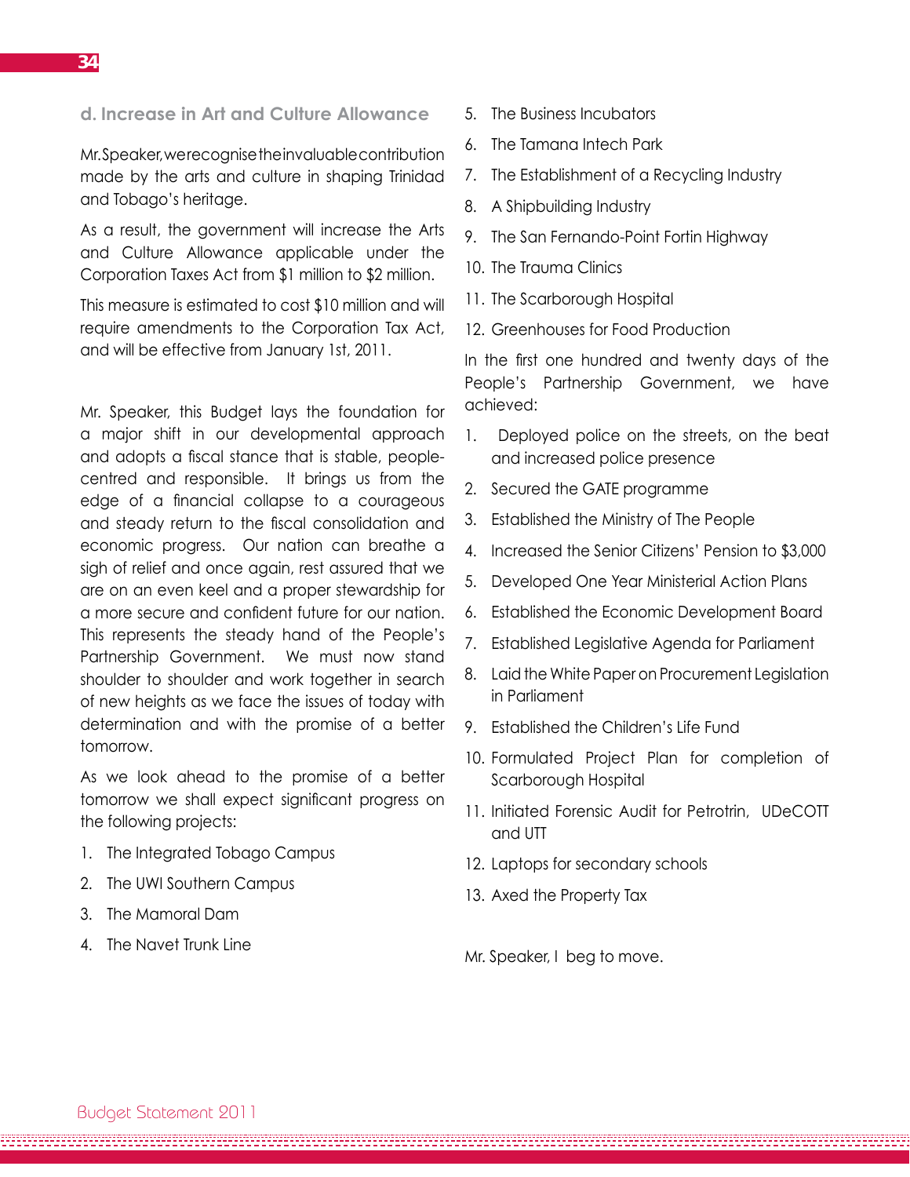### d. Increase in Art and Culture Allowance

Mr. Speaker, we recognise the invaluable contribution made by the arts and culture in shaping Trinidad and Tobago's heritage.

As a result, the government will increase the Arts and Culture Allowance applicable under the Corporation Taxes Act from $1 million to $2 million.

This measure is estimated to cost $10 million and will require amendments to the Corporation Tax Act, and will be effective from January 1st, 2011.

Mr. Speaker, this Budget lays the foundation for a major shift in our developmental approach and adopts a fiscal stance that is stable, people-centred and responsible. It brings us from the edge of a financial collapse to a courageous and steady return to the fiscal consolidation and economic progress. Our nation can breathe a sigh of relief and once again, rest assured that we are on an even keel and a proper stewardship for a more secure and confident future for our nation. This represents the steady hand of the People's Partnership Government. We must now stand shoulder to shoulder and work together in search of new heights as we face the issues of today with determination and with the promise of a better tomorrow.

As we look ahead to the promise of a better tomorrow we shall expect significant progress on the following projects:

1. The Integrated Tobago Campus
2. The UWI Southern Campus
3. The Mamoral Dam
4. The Navet Trunk Line
5. The Business Incubators
6. The Tamana Intech Park
7. The Establishment of a Recycling Industry
8. A Shipbuilding Industry
9. The San Fernando-Point Fortin Highway
10. The Trauma Clinics
11. The Scarborough Hospital
12. Greenhouses for Food Production

In the first one hundred and twenty days of the People's Partnership Government, we have achieved:

1. Deployed police on the streets, on the beat and increased police presence
2. Secured the GATE programme
3. Established the Ministry of The People
4. Increased the Senior Citizens' Pension to $3,000
5. Developed One Year Ministerial Action Plans
6. Established the Economic Development Board
7. Established Legislative Agenda for Parliament
8. Laid the White Paper on Procurement Legislation in Parliament
9. Established the Children's Life Fund
10. Formulated Project Plan for completion of Scarborough Hospital
11. Initiated Forensic Audit for Petrotrin, UDeCOTT and UTT
12. Laptops for secondary schools
13. Axed the Property Tax

Mr. Speaker, I beg to move.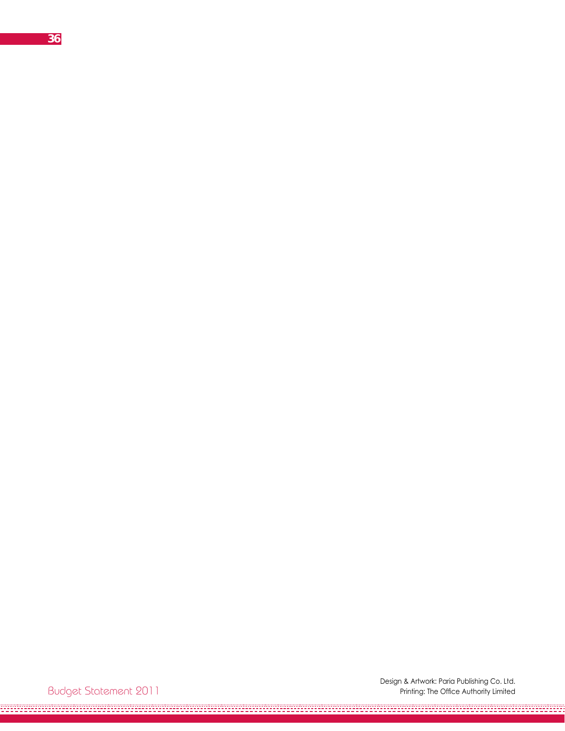Design & Artwork: Paria Publishing Co. Ltd.
Printing: The Office Authority Limited